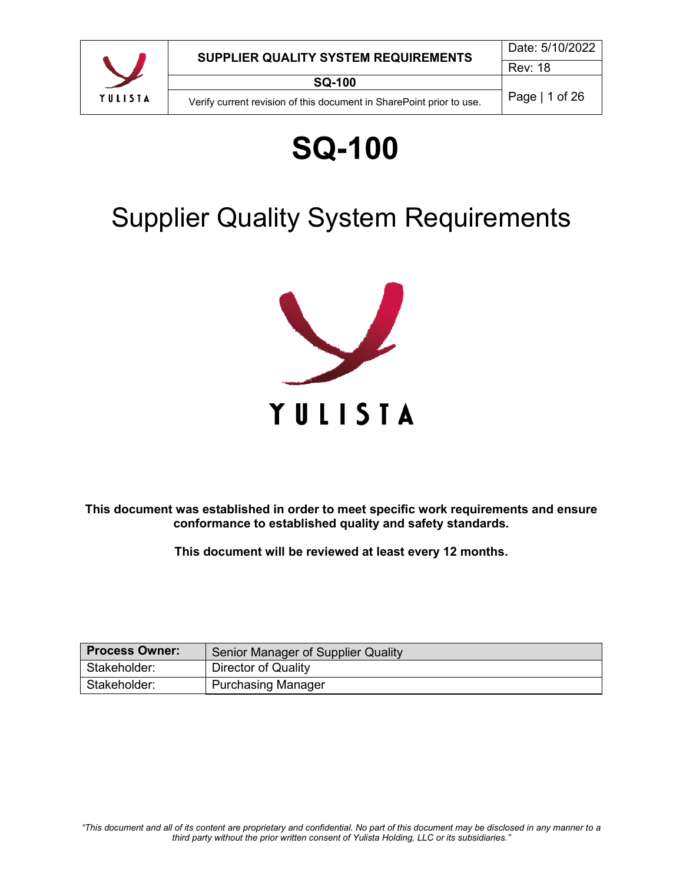# SQ-100

# Supplier Quality System Requirements

YULISTA

**This document was established in order to meet specific work requirements and ensure conformance to established quality and safety standards.**

**This document will be reviewed at least every 12 months.**

| **Process Owner:** | Senior Manager of Supplier Quality |
|---|---|
| Stakeholder: | Director of Quality |
| Stakeholder: | Purchasing Manager |

*"This document and all of its content are proprietary and confidential. No part of this document may be disclosed in any manner to a third party without the prior written consent of Yulista Holding, LLC or its subsidiaries."*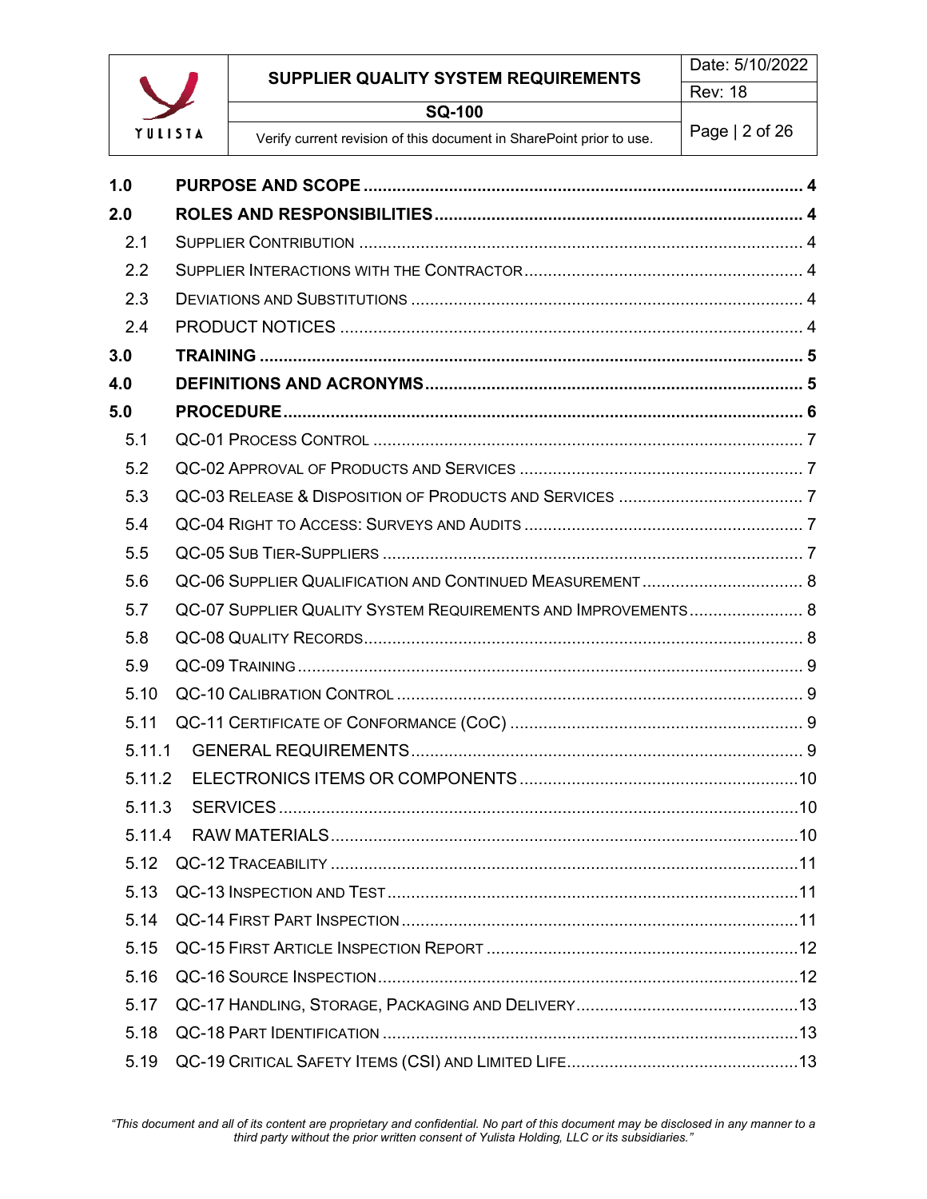| | | |
|---|---|---|
| **1.0** | **PURPOSE AND SCOPE** | **4** |
| **2.0** | **ROLES AND RESPONSIBILITIES** | **4** |
| 2.1 | SUPPLIER CONTRIBUTION | 4 |
| 2.2 | SUPPLIER INTERACTIONS WITH THE CONTRACTOR | 4 |
| 2.3 | DEVIATIONS AND SUBSTITUTIONS | 4 |
| 2.4 | PRODUCT NOTICES | 4 |
| **3.0** | **TRAINING** | **5** |
| **4.0** | **DEFINITIONS AND ACRONYMS** | **5** |
| **5.0** | **PROCEDURE** | **6** |
| 5.1 | QC-01 PROCESS CONTROL | 7 |
| 5.2 | QC-02 APPROVAL OF PRODUCTS AND SERVICES | 7 |
| 5.3 | QC-03 RELEASE & DISPOSITION OF PRODUCTS AND SERVICES | 7 |
| 5.4 | QC-04 RIGHT TO ACCESS: SURVEYS AND AUDITS | 7 |
| 5.5 | QC-05 SUB TIER-SUPPLIERS | 7 |
| 5.6 | QC-06 SUPPLIER QUALIFICATION AND CONTINUED MEASUREMENT | 8 |
| 5.7 | QC-07 SUPPLIER QUALITY SYSTEM REQUIREMENTS AND IMPROVEMENTS | 8 |
| 5.8 | QC-08 QUALITY RECORDS | 8 |
| 5.9 | QC-09 TRAINING | 9 |
| 5.10 | QC-10 CALIBRATION CONTROL | 9 |
| 5.11 | QC-11 CERTIFICATE OF CONFORMANCE (COC) | 9 |
| 5.11.1 | GENERAL REQUIREMENTS | 9 |
| 5.11.2 | ELECTRONICS ITEMS OR COMPONENTS | 10 |
| 5.11.3 | SERVICES | 10 |
| 5.11.4 | RAW MATERIALS | 10 |
| 5.12 | QC-12 TRACEABILITY | 11 |
| 5.13 | QC-13 INSPECTION AND TEST | 11 |
| 5.14 | QC-14 FIRST PART INSPECTION | 11 |
| 5.15 | QC-15 FIRST ARTICLE INSPECTION REPORT | 12 |
| 5.16 | QC-16 SOURCE INSPECTION | 12 |
| 5.17 | QC-17 HANDLING, STORAGE, PACKAGING AND DELIVERY | 13 |
| 5.18 | QC-18 PART IDENTIFICATION | 13 |
| 5.19 | QC-19 CRITICAL SAFETY ITEMS (CSI) AND LIMITED LIFE | 13 |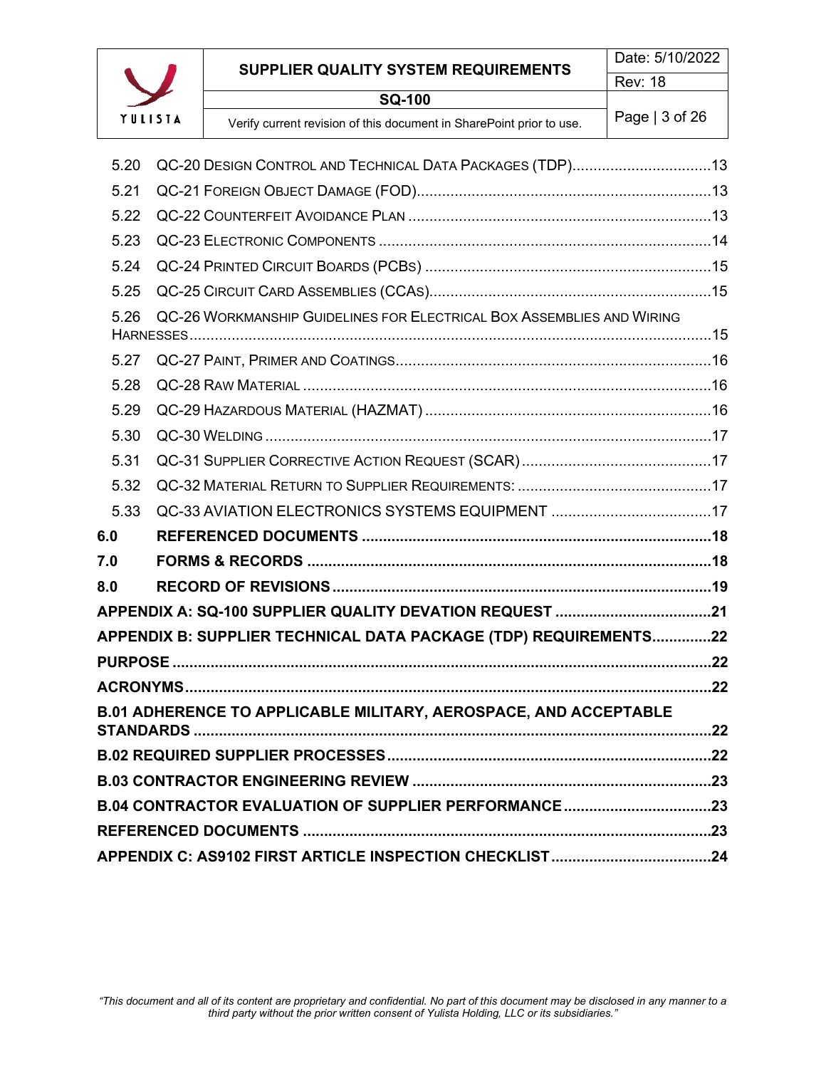5.20 QC-20 DESIGN CONTROL AND TECHNICAL DATA PACKAGES (TDP)....13
5.21 QC-21 FOREIGN OBJECT DAMAGE (FOD)....13
5.22 QC-22 COUNTERFEIT AVOIDANCE PLAN....13
5.23 QC-23 ELECTRONIC COMPONENTS....14
5.24 QC-24 PRINTED CIRCUIT BOARDS (PCBS)....15
5.25 QC-25 CIRCUIT CARD ASSEMBLIES (CCAS)....15
5.26 QC-26 WORKMANSHIP GUIDELINES FOR ELECTRICAL BOX ASSEMBLIES AND WIRING HARNESSES....15
5.27 QC-27 PAINT, PRIMER AND COATINGS....16
5.28 QC-28 RAW MATERIAL....16
5.29 QC-29 HAZARDOUS MATERIAL (HAZMAT)....16
5.30 QC-30 WELDING....17
5.31 QC-31 SUPPLIER CORRECTIVE ACTION REQUEST (SCAR)....17
5.32 QC-32 MATERIAL RETURN TO SUPPLIER REQUIREMENTS:....17
5.33 QC-33 AVIATION ELECTRONICS SYSTEMS EQUIPMENT....17

**6.0 REFERENCED DOCUMENTS....18**

**7.0 FORMS & RECORDS....18**

**8.0 RECORD OF REVISIONS....19**

**APPENDIX A: SQ-100 SUPPLIER QUALITY DEVATION REQUEST....21**

**APPENDIX B: SUPPLIER TECHNICAL DATA PACKAGE (TDP) REQUIREMENTS....22**

**PURPOSE....22**

**ACRONYMS....22**

**B.01 ADHERENCE TO APPLICABLE MILITARY, AEROSPACE, AND ACCEPTABLE STANDARDS....22**

**B.02 REQUIRED SUPPLIER PROCESSES....22**

**B.03 CONTRACTOR ENGINEERING REVIEW....23**

**B.04 CONTRACTOR EVALUATION OF SUPPLIER PERFORMANCE....23**

**REFERENCED DOCUMENTS....23**

**APPENDIX C: AS9102 FIRST ARTICLE INSPECTION CHECKLIST....24**

*"This document and all of its content are proprietary and confidential. No part of this document may be disclosed in any manner to a third party without the prior written consent of Yulista Holding, LLC or its subsidiaries."*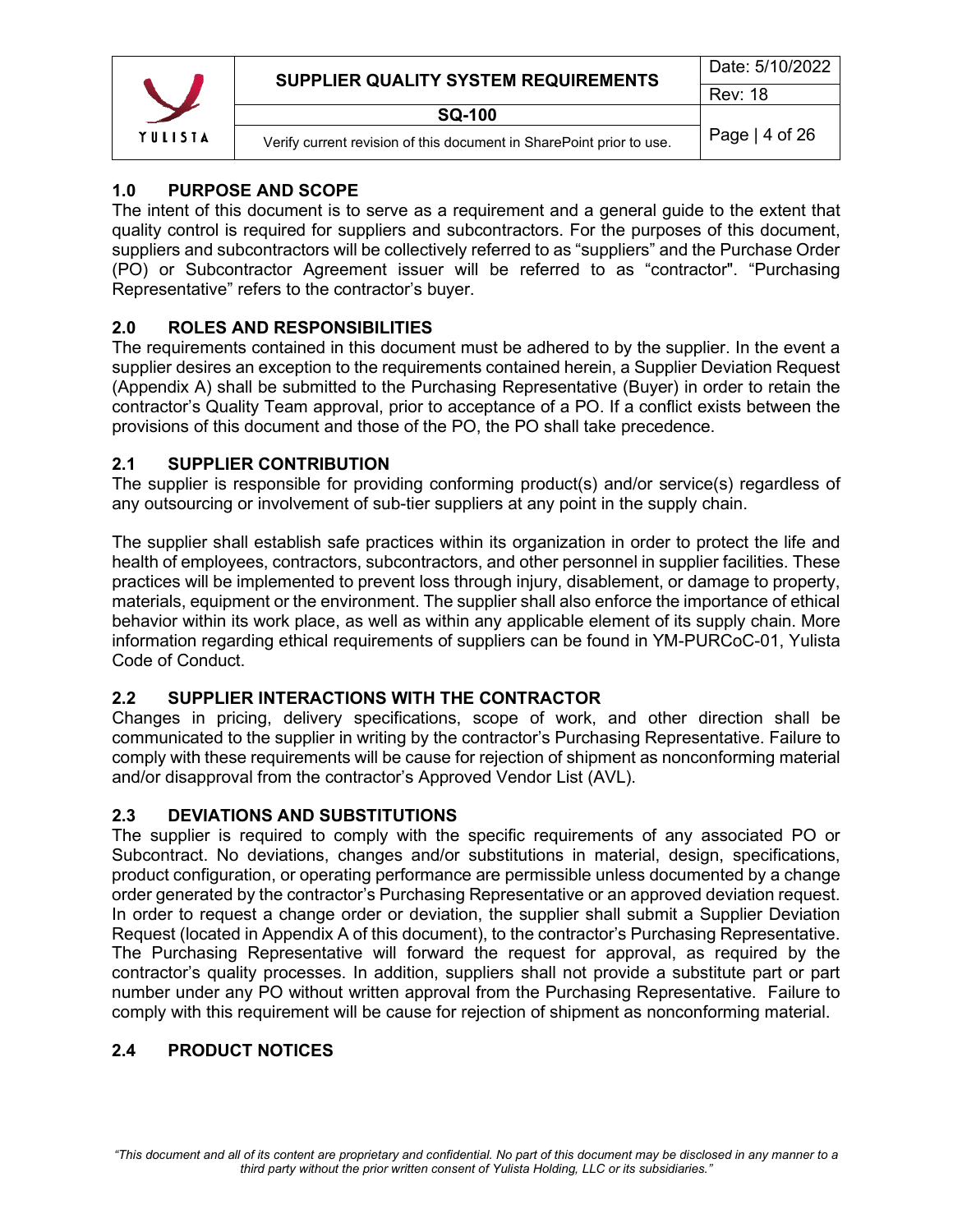## 1.0 PURPOSE AND SCOPE

The intent of this document is to serve as a requirement and a general guide to the extent that quality control is required for suppliers and subcontractors. For the purposes of this document, suppliers and subcontractors will be collectively referred to as "suppliers" and the Purchase Order (PO) or Subcontractor Agreement issuer will be referred to as "contractor". "Purchasing Representative" refers to the contractor's buyer.

## 2.0 ROLES AND RESPONSIBILITIES

The requirements contained in this document must be adhered to by the supplier. In the event a supplier desires an exception to the requirements contained herein, a Supplier Deviation Request (Appendix A) shall be submitted to the Purchasing Representative (Buyer) in order to retain the contractor's Quality Team approval, prior to acceptance of a PO. If a conflict exists between the provisions of this document and those of the PO, the PO shall take precedence.

### 2.1 SUPPLIER CONTRIBUTION

The supplier is responsible for providing conforming product(s) and/or service(s) regardless of any outsourcing or involvement of sub-tier suppliers at any point in the supply chain.

The supplier shall establish safe practices within its organization in order to protect the life and health of employees, contractors, subcontractors, and other personnel in supplier facilities. These practices will be implemented to prevent loss through injury, disablement, or damage to property, materials, equipment or the environment. The supplier shall also enforce the importance of ethical behavior within its work place, as well as within any applicable element of its supply chain. More information regarding ethical requirements of suppliers can be found in YM-PURCoC-01, Yulista Code of Conduct.

### 2.2 SUPPLIER INTERACTIONS WITH THE CONTRACTOR

Changes in pricing, delivery specifications, scope of work, and other direction shall be communicated to the supplier in writing by the contractor's Purchasing Representative. Failure to comply with these requirements will be cause for rejection of shipment as nonconforming material and/or disapproval from the contractor's Approved Vendor List (AVL).

### 2.3 DEVIATIONS AND SUBSTITUTIONS

The supplier is required to comply with the specific requirements of any associated PO or Subcontract. No deviations, changes and/or substitutions in material, design, specifications, product configuration, or operating performance are permissible unless documented by a change order generated by the contractor's Purchasing Representative or an approved deviation request. In order to request a change order or deviation, the supplier shall submit a Supplier Deviation Request (located in Appendix A of this document), to the contractor's Purchasing Representative. The Purchasing Representative will forward the request for approval, as required by the contractor's quality processes. In addition, suppliers shall not provide a substitute part or part number under any PO without written approval from the Purchasing Representative. Failure to comply with this requirement will be cause for rejection of shipment as nonconforming material.

### 2.4 PRODUCT NOTICES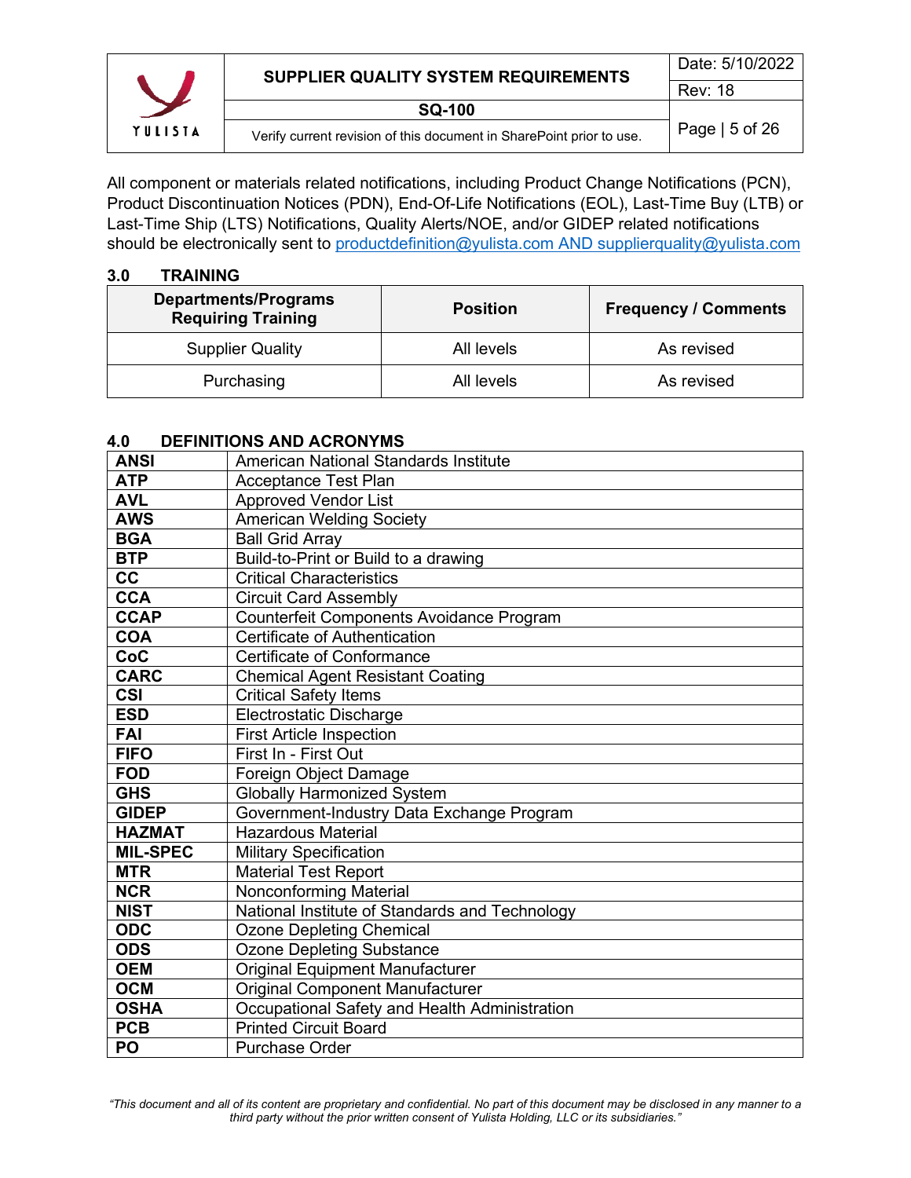All component or materials related notifications, including Product Change Notifications (PCN), Product Discontinuation Notices (PDN), End-Of-Life Notifications (EOL), Last-Time Buy (LTB) or Last-Time Ship (LTS) Notifications, Quality Alerts/NOE, and/or GIDEP related notifications should be electronically sent to productdefinition@yulista.com AND supplierquality@yulista.com

## 3.0 TRAINING

| Departments/Programs Requiring Training | Position | Frequency / Comments |
|---|---|---|
| Supplier Quality | All levels | As revised |
| Purchasing | All levels | As revised |

## 4.0 DEFINITIONS AND ACRONYMS

| | |
|---|---|
| **ANSI** | American National Standards Institute |
| **ATP** | Acceptance Test Plan |
| **AVL** | Approved Vendor List |
| **AWS** | American Welding Society |
| **BGA** | Ball Grid Array |
| **BTP** | Build-to-Print or Build to a drawing |
| **CC** | Critical Characteristics |
| **CCA** | Circuit Card Assembly |
| **CCAP** | Counterfeit Components Avoidance Program |
| **COA** | Certificate of Authentication |
| **CoC** | Certificate of Conformance |
| **CARC** | Chemical Agent Resistant Coating |
| **CSI** | Critical Safety Items |
| **ESD** | Electrostatic Discharge |
| **FAI** | First Article Inspection |
| **FIFO** | First In - First Out |
| **FOD** | Foreign Object Damage |
| **GHS** | Globally Harmonized System |
| **GIDEP** | Government-Industry Data Exchange Program |
| **HAZMAT** | Hazardous Material |
| **MIL-SPEC** | Military Specification |
| **MTR** | Material Test Report |
| **NCR** | Nonconforming Material |
| **NIST** | National Institute of Standards and Technology |
| **ODC** | Ozone Depleting Chemical |
| **ODS** | Ozone Depleting Substance |
| **OEM** | Original Equipment Manufacturer |
| **OCM** | Original Component Manufacturer |
| **OSHA** | Occupational Safety and Health Administration |
| **PCB** | Printed Circuit Board |
| **PO** | Purchase Order |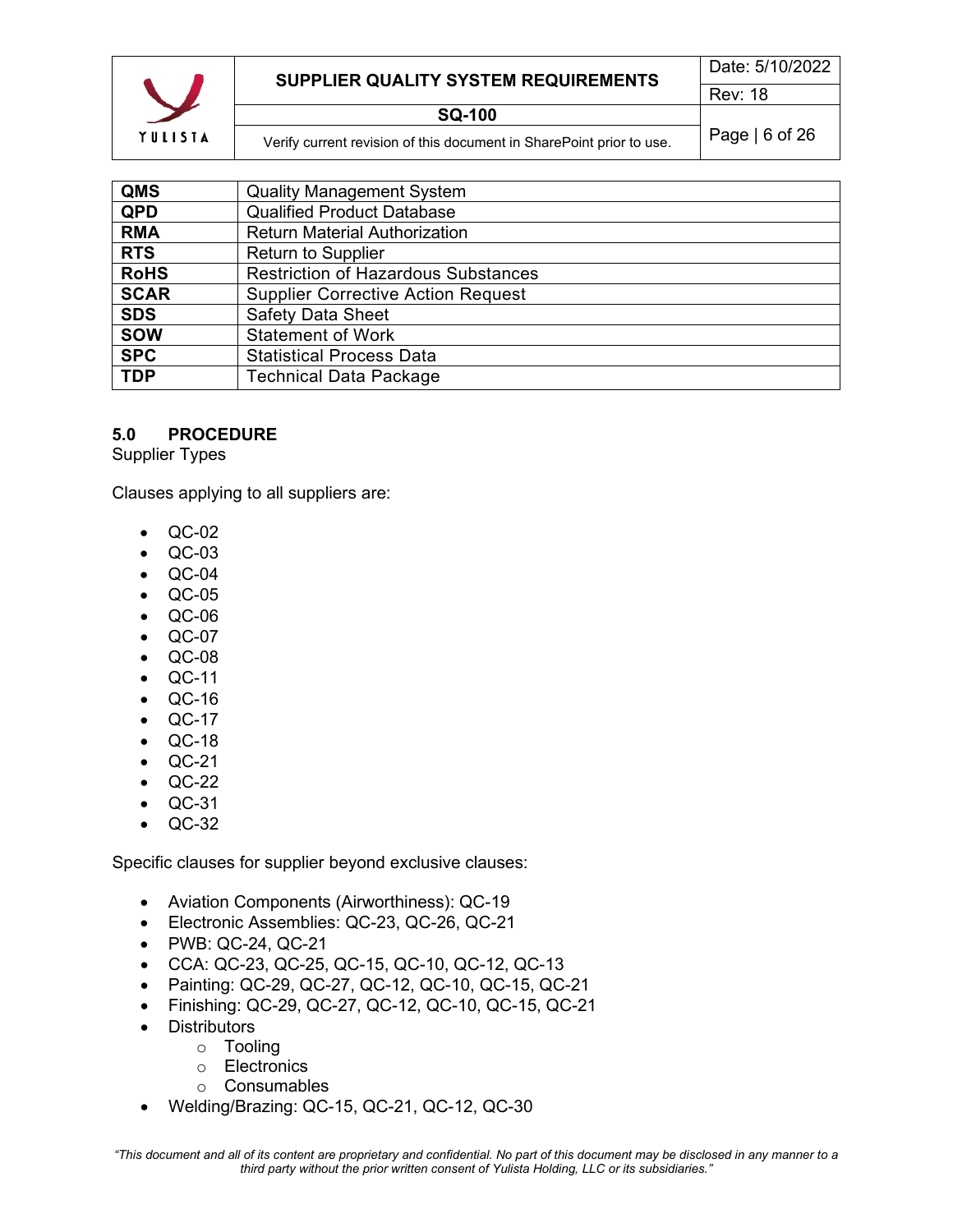| QMS | Quality Management System |
|---|---|
| QPD | Qualified Product Database |
| RMA | Return Material Authorization |
| RTS | Return to Supplier |
| RoHS | Restriction of Hazardous Substances |
| SCAR | Supplier Corrective Action Request |
| SDS | Safety Data Sheet |
| SOW | Statement of Work |
| SPC | Statistical Process Data |
| TDP | Technical Data Package |

## 5.0 PROCEDURE

Supplier Types

Clauses applying to all suppliers are:

- QC-02
- QC-03
- QC-04
- QC-05
- QC-06
- QC-07
- QC-08
- QC-11
- QC-16
- QC-17
- QC-18
- QC-21
- QC-22
- QC-31
- QC-32

Specific clauses for supplier beyond exclusive clauses:

- Aviation Components (Airworthiness): QC-19
- Electronic Assemblies: QC-23, QC-26, QC-21
- PWB: QC-24, QC-21
- CCA: QC-23, QC-25, QC-15, QC-10, QC-12, QC-13
- Painting: QC-29, QC-27, QC-12, QC-10, QC-15, QC-21
- Finishing: QC-29, QC-27, QC-12, QC-10, QC-15, QC-21
- Distributors
    - Tooling
    - Electronics
    - Consumables
- Welding/Brazing: QC-15, QC-21, QC-12, QC-30

*"This document and all of its content are proprietary and confidential. No part of this document may be disclosed in any manner to a third party without the prior written consent of Yulista Holding, LLC or its subsidiaries."*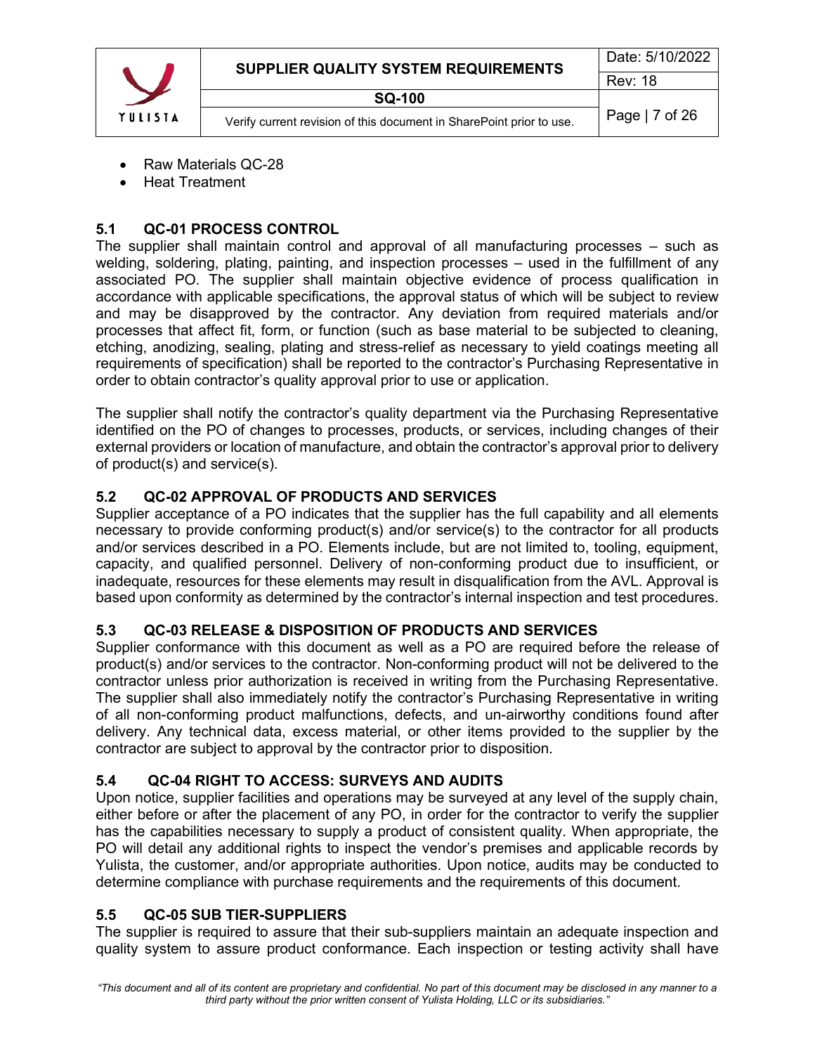- Raw Materials QC-28
- Heat Treatment

## 5.1 QC-01 PROCESS CONTROL

The supplier shall maintain control and approval of all manufacturing processes – such as welding, soldering, plating, painting, and inspection processes – used in the fulfillment of any associated PO. The supplier shall maintain objective evidence of process qualification in accordance with applicable specifications, the approval status of which will be subject to review and may be disapproved by the contractor. Any deviation from required materials and/or processes that affect fit, form, or function (such as base material to be subjected to cleaning, etching, anodizing, sealing, plating and stress-relief as necessary to yield coatings meeting all requirements of specification) shall be reported to the contractor's Purchasing Representative in order to obtain contractor's quality approval prior to use or application.

The supplier shall notify the contractor's quality department via the Purchasing Representative identified on the PO of changes to processes, products, or services, including changes of their external providers or location of manufacture, and obtain the contractor's approval prior to delivery of product(s) and service(s).

## 5.2 QC-02 APPROVAL OF PRODUCTS AND SERVICES

Supplier acceptance of a PO indicates that the supplier has the full capability and all elements necessary to provide conforming product(s) and/or service(s) to the contractor for all products and/or services described in a PO. Elements include, but are not limited to, tooling, equipment, capacity, and qualified personnel. Delivery of non-conforming product due to insufficient, or inadequate, resources for these elements may result in disqualification from the AVL. Approval is based upon conformity as determined by the contractor's internal inspection and test procedures.

## 5.3 QC-03 RELEASE & DISPOSITION OF PRODUCTS AND SERVICES

Supplier conformance with this document as well as a PO are required before the release of product(s) and/or services to the contractor. Non-conforming product will not be delivered to the contractor unless prior authorization is received in writing from the Purchasing Representative. The supplier shall also immediately notify the contractor's Purchasing Representative in writing of all non-conforming product malfunctions, defects, and un-airworthy conditions found after delivery. Any technical data, excess material, or other items provided to the supplier by the contractor are subject to approval by the contractor prior to disposition.

## 5.4 QC-04 RIGHT TO ACCESS: SURVEYS AND AUDITS

Upon notice, supplier facilities and operations may be surveyed at any level of the supply chain, either before or after the placement of any PO, in order for the contractor to verify the supplier has the capabilities necessary to supply a product of consistent quality. When appropriate, the PO will detail any additional rights to inspect the vendor's premises and applicable records by Yulista, the customer, and/or appropriate authorities. Upon notice, audits may be conducted to determine compliance with purchase requirements and the requirements of this document.

## 5.5 QC-05 SUB TIER-SUPPLIERS

The supplier is required to assure that their sub-suppliers maintain an adequate inspection and quality system to assure product conformance. Each inspection or testing activity shall have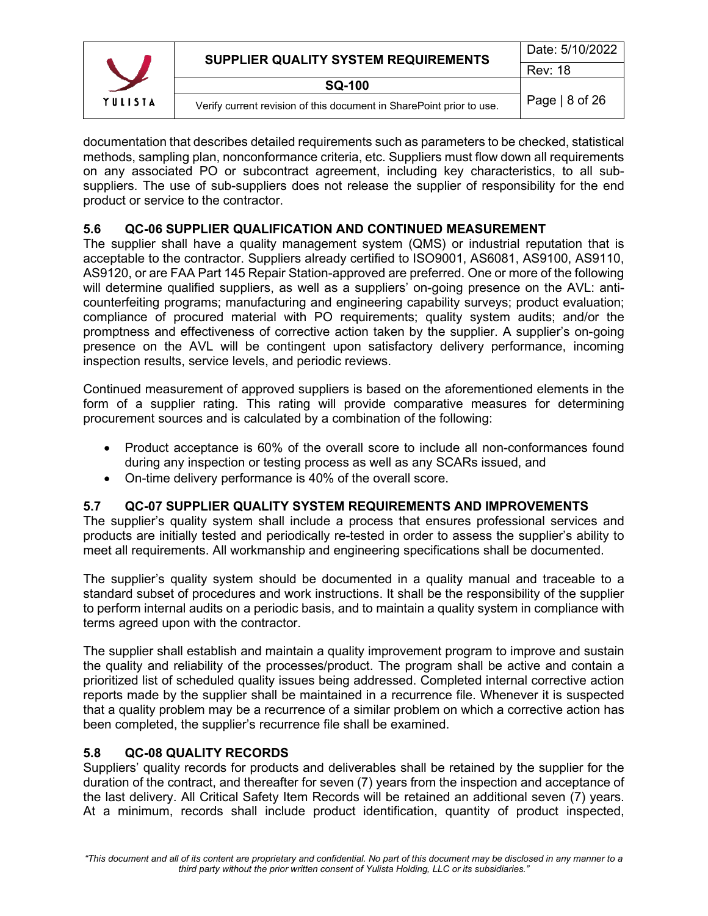documentation that describes detailed requirements such as parameters to be checked, statistical methods, sampling plan, nonconformance criteria, etc. Suppliers must flow down all requirements on any associated PO or subcontract agreement, including key characteristics, to all sub-suppliers. The use of sub-suppliers does not release the supplier of responsibility for the end product or service to the contractor.

### 5.6 QC-06 SUPPLIER QUALIFICATION AND CONTINUED MEASUREMENT

The supplier shall have a quality management system (QMS) or industrial reputation that is acceptable to the contractor. Suppliers already certified to ISO9001, AS6081, AS9100, AS9110, AS9120, or are FAA Part 145 Repair Station-approved are preferred. One or more of the following will determine qualified suppliers, as well as a suppliers' on-going presence on the AVL: anti-counterfeiting programs; manufacturing and engineering capability surveys; product evaluation; compliance of procured material with PO requirements; quality system audits; and/or the promptness and effectiveness of corrective action taken by the supplier. A supplier's on-going presence on the AVL will be contingent upon satisfactory delivery performance, incoming inspection results, service levels, and periodic reviews.

Continued measurement of approved suppliers is based on the aforementioned elements in the form of a supplier rating. This rating will provide comparative measures for determining procurement sources and is calculated by a combination of the following:

- Product acceptance is 60% of the overall score to include all non-conformances found during any inspection or testing process as well as any SCARs issued, and
- On-time delivery performance is 40% of the overall score.

### 5.7 QC-07 SUPPLIER QUALITY SYSTEM REQUIREMENTS AND IMPROVEMENTS

The supplier's quality system shall include a process that ensures professional services and products are initially tested and periodically re-tested in order to assess the supplier's ability to meet all requirements. All workmanship and engineering specifications shall be documented.

The supplier's quality system should be documented in a quality manual and traceable to a standard subset of procedures and work instructions. It shall be the responsibility of the supplier to perform internal audits on a periodic basis, and to maintain a quality system in compliance with terms agreed upon with the contractor.

The supplier shall establish and maintain a quality improvement program to improve and sustain the quality and reliability of the processes/product. The program shall be active and contain a prioritized list of scheduled quality issues being addressed. Completed internal corrective action reports made by the supplier shall be maintained in a recurrence file. Whenever it is suspected that a quality problem may be a recurrence of a similar problem on which a corrective action has been completed, the supplier's recurrence file shall be examined.

### 5.8 QC-08 QUALITY RECORDS

Suppliers' quality records for products and deliverables shall be retained by the supplier for the duration of the contract, and thereafter for seven (7) years from the inspection and acceptance of the last delivery. All Critical Safety Item Records will be retained an additional seven (7) years. At a minimum, records shall include product identification, quantity of product inspected,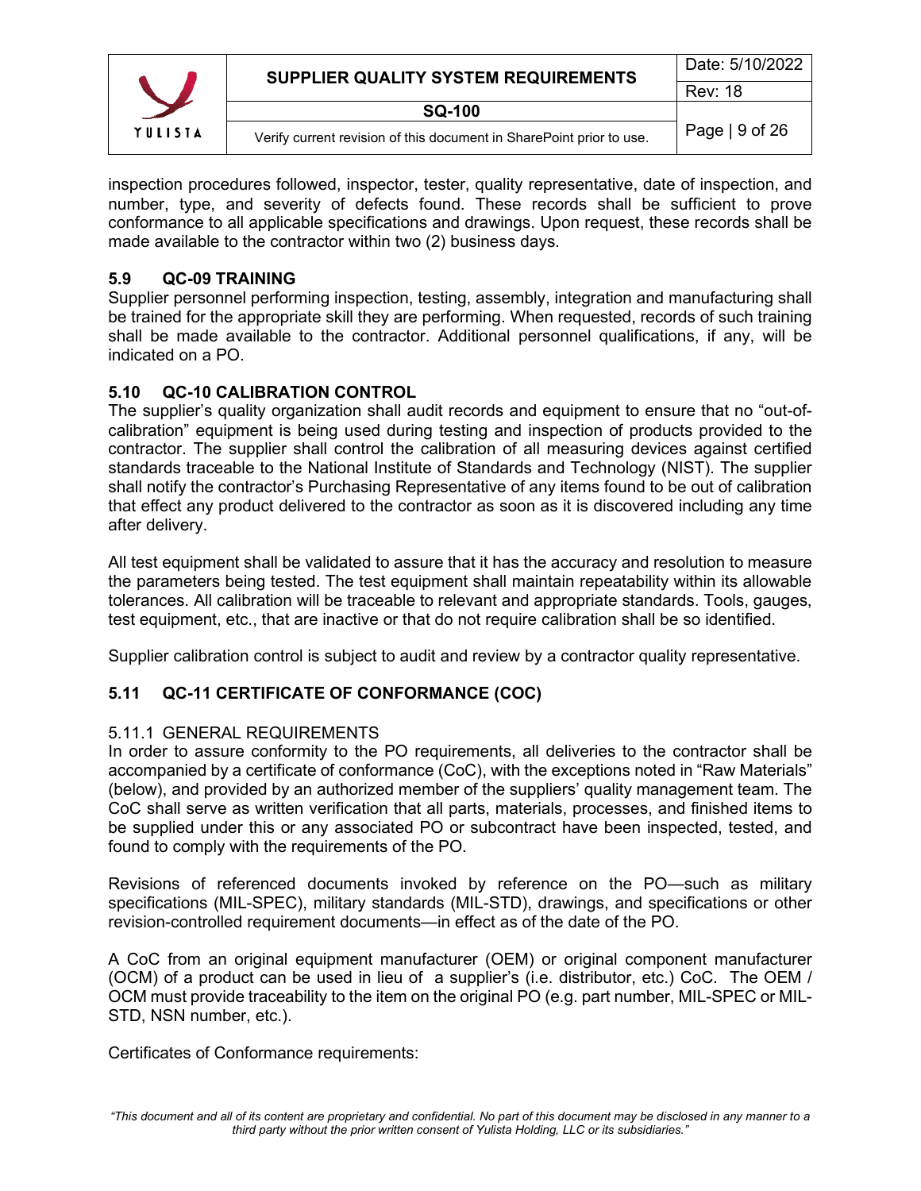inspection procedures followed, inspector, tester, quality representative, date of inspection, and number, type, and severity of defects found. These records shall be sufficient to prove conformance to all applicable specifications and drawings. Upon request, these records shall be made available to the contractor within two (2) business days.

### 5.9 QC-09 TRAINING

Supplier personnel performing inspection, testing, assembly, integration and manufacturing shall be trained for the appropriate skill they are performing. When requested, records of such training shall be made available to the contractor. Additional personnel qualifications, if any, will be indicated on a PO.

### 5.10 QC-10 CALIBRATION CONTROL

The supplier's quality organization shall audit records and equipment to ensure that no "out-of-calibration" equipment is being used during testing and inspection of products provided to the contractor. The supplier shall control the calibration of all measuring devices against certified standards traceable to the National Institute of Standards and Technology (NIST). The supplier shall notify the contractor's Purchasing Representative of any items found to be out of calibration that effect any product delivered to the contractor as soon as it is discovered including any time after delivery.

All test equipment shall be validated to assure that it has the accuracy and resolution to measure the parameters being tested. The test equipment shall maintain repeatability within its allowable tolerances. All calibration will be traceable to relevant and appropriate standards. Tools, gauges, test equipment, etc., that are inactive or that do not require calibration shall be so identified.

Supplier calibration control is subject to audit and review by a contractor quality representative.

### 5.11 QC-11 CERTIFICATE OF CONFORMANCE (COC)

5.11.1 GENERAL REQUIREMENTS

In order to assure conformity to the PO requirements, all deliveries to the contractor shall be accompanied by a certificate of conformance (CoC), with the exceptions noted in "Raw Materials" (below), and provided by an authorized member of the suppliers' quality management team. The CoC shall serve as written verification that all parts, materials, processes, and finished items to be supplied under this or any associated PO or subcontract have been inspected, tested, and found to comply with the requirements of the PO.

Revisions of referenced documents invoked by reference on the PO—such as military specifications (MIL-SPEC), military standards (MIL-STD), drawings, and specifications or other revision-controlled requirement documents—in effect as of the date of the PO.

A CoC from an original equipment manufacturer (OEM) or original component manufacturer (OCM) of a product can be used in lieu of a supplier's (i.e. distributor, etc.) CoC. The OEM / OCM must provide traceability to the item on the original PO (e.g. part number, MIL-SPEC or MIL-STD, NSN number, etc.).

Certificates of Conformance requirements: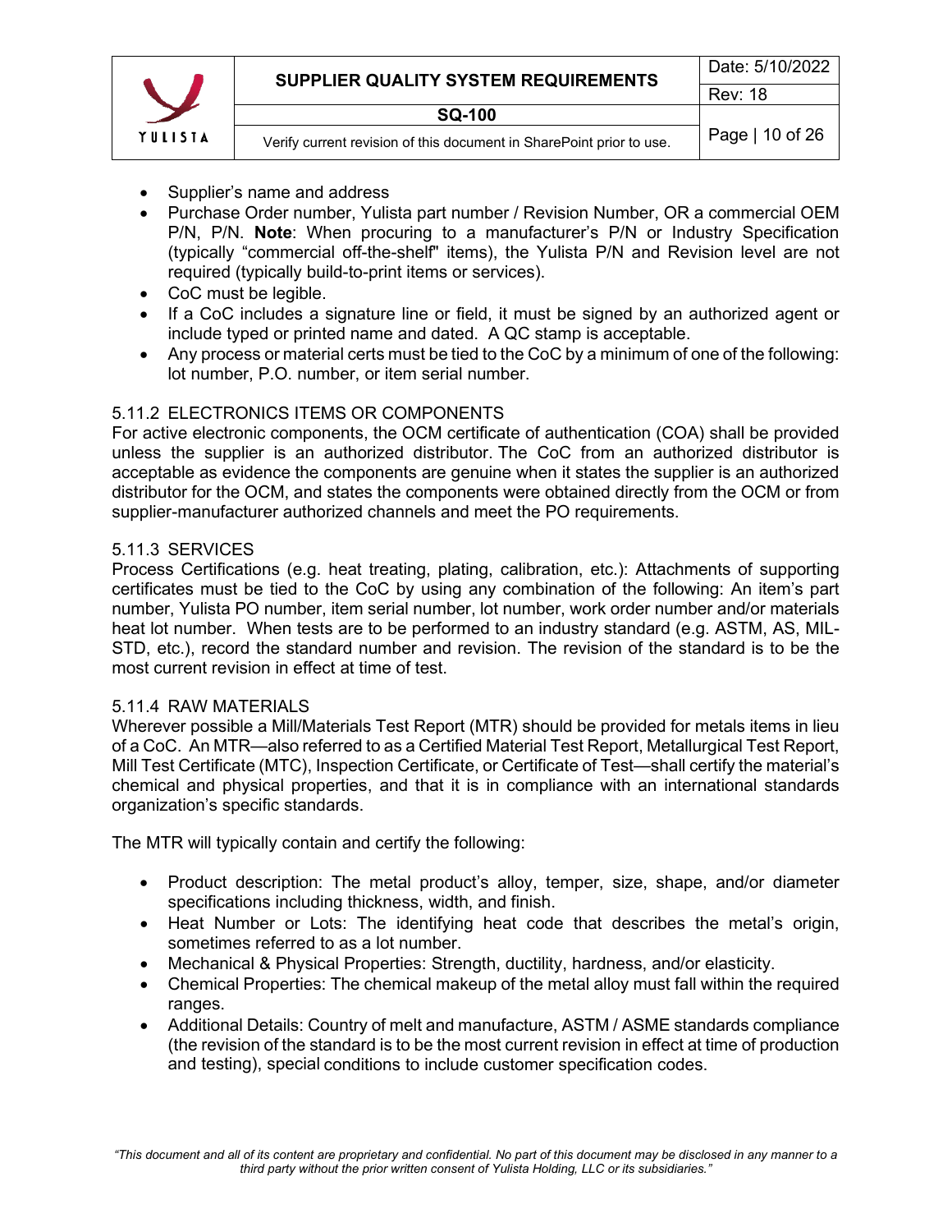- Supplier's name and address
- Purchase Order number, Yulista part number / Revision Number, OR a commercial OEM P/N, P/N. **Note**: When procuring to a manufacturer's P/N or Industry Specification (typically "commercial off-the-shelf" items), the Yulista P/N and Revision level are not required (typically build-to-print items or services).
- CoC must be legible.
- If a CoC includes a signature line or field, it must be signed by an authorized agent or include typed or printed name and dated. A QC stamp is acceptable.
- Any process or material certs must be tied to the CoC by a minimum of one of the following: lot number, P.O. number, or item serial number.

### 5.11.2 ELECTRONICS ITEMS OR COMPONENTS

For active electronic components, the OCM certificate of authentication (COA) shall be provided unless the supplier is an authorized distributor. The CoC from an authorized distributor is acceptable as evidence the components are genuine when it states the supplier is an authorized distributor for the OCM, and states the components were obtained directly from the OCM or from supplier-manufacturer authorized channels and meet the PO requirements.

### 5.11.3 SERVICES

Process Certifications (e.g. heat treating, plating, calibration, etc.): Attachments of supporting certificates must be tied to the CoC by using any combination of the following: An item's part number, Yulista PO number, item serial number, lot number, work order number and/or materials heat lot number. When tests are to be performed to an industry standard (e.g. ASTM, AS, MIL-STD, etc.), record the standard number and revision. The revision of the standard is to be the most current revision in effect at time of test.

### 5.11.4 RAW MATERIALS

Wherever possible a Mill/Materials Test Report (MTR) should be provided for metals items in lieu of a CoC. An MTR—also referred to as a Certified Material Test Report, Metallurgical Test Report, Mill Test Certificate (MTC), Inspection Certificate, or Certificate of Test—shall certify the material's chemical and physical properties, and that it is in compliance with an international standards organization's specific standards.

The MTR will typically contain and certify the following:

- Product description: The metal product's alloy, temper, size, shape, and/or diameter specifications including thickness, width, and finish.
- Heat Number or Lots: The identifying heat code that describes the metal's origin, sometimes referred to as a lot number.
- Mechanical & Physical Properties: Strength, ductility, hardness, and/or elasticity.
- Chemical Properties: The chemical makeup of the metal alloy must fall within the required ranges.
- Additional Details: Country of melt and manufacture, ASTM / ASME standards compliance (the revision of the standard is to be the most current revision in effect at time of production and testing), special conditions to include customer specification codes.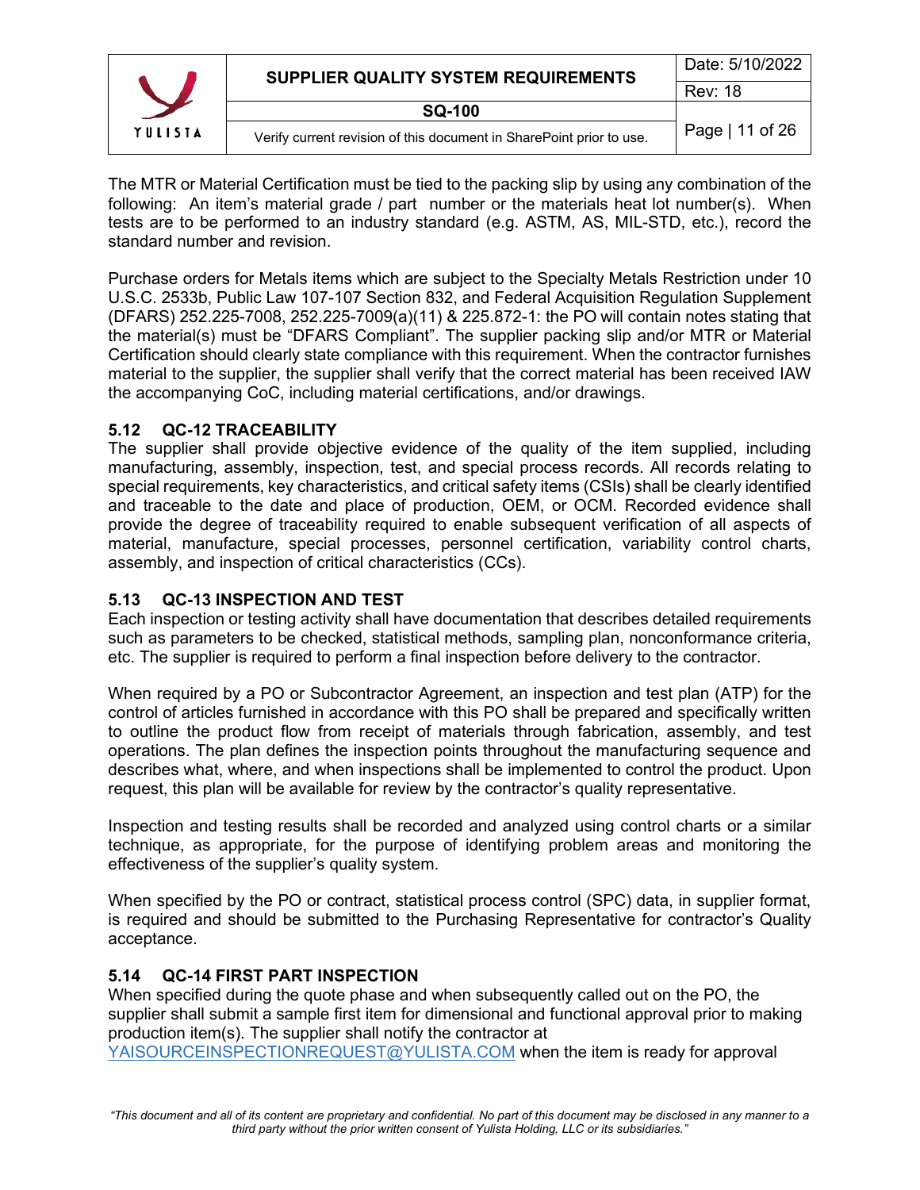The MTR or Material Certification must be tied to the packing slip by using any combination of the following: An item's material grade / part number or the materials heat lot number(s). When tests are to be performed to an industry standard (e.g. ASTM, AS, MIL-STD, etc.), record the standard number and revision.

Purchase orders for Metals items which are subject to the Specialty Metals Restriction under 10 U.S.C. 2533b, Public Law 107-107 Section 832, and Federal Acquisition Regulation Supplement (DFARS) 252.225-7008, 252.225-7009(a)(11) & 225.872-1: the PO will contain notes stating that the material(s) must be "DFARS Compliant". The supplier packing slip and/or MTR or Material Certification should clearly state compliance with this requirement. When the contractor furnishes material to the supplier, the supplier shall verify that the correct material has been received IAW the accompanying CoC, including material certifications, and/or drawings.

## 5.12 QC-12 TRACEABILITY

The supplier shall provide objective evidence of the quality of the item supplied, including manufacturing, assembly, inspection, test, and special process records. All records relating to special requirements, key characteristics, and critical safety items (CSIs) shall be clearly identified and traceable to the date and place of production, OEM, or OCM. Recorded evidence shall provide the degree of traceability required to enable subsequent verification of all aspects of material, manufacture, special processes, personnel certification, variability control charts, assembly, and inspection of critical characteristics (CCs).

## 5.13 QC-13 INSPECTION AND TEST

Each inspection or testing activity shall have documentation that describes detailed requirements such as parameters to be checked, statistical methods, sampling plan, nonconformance criteria, etc. The supplier is required to perform a final inspection before delivery to the contractor.

When required by a PO or Subcontractor Agreement, an inspection and test plan (ATP) for the control of articles furnished in accordance with this PO shall be prepared and specifically written to outline the product flow from receipt of materials through fabrication, assembly, and test operations. The plan defines the inspection points throughout the manufacturing sequence and describes what, where, and when inspections shall be implemented to control the product. Upon request, this plan will be available for review by the contractor's quality representative.

Inspection and testing results shall be recorded and analyzed using control charts or a similar technique, as appropriate, for the purpose of identifying problem areas and monitoring the effectiveness of the supplier's quality system.

When specified by the PO or contract, statistical process control (SPC) data, in supplier format, is required and should be submitted to the Purchasing Representative for contractor's Quality acceptance.

## 5.14 QC-14 FIRST PART INSPECTION

When specified during the quote phase and when subsequently called out on the PO, the supplier shall submit a sample first item for dimensional and functional approval prior to making production item(s). The supplier shall notify the contractor at YAISOURCEINSPECTIONREQUEST@YULISTA.COM when the item is ready for approval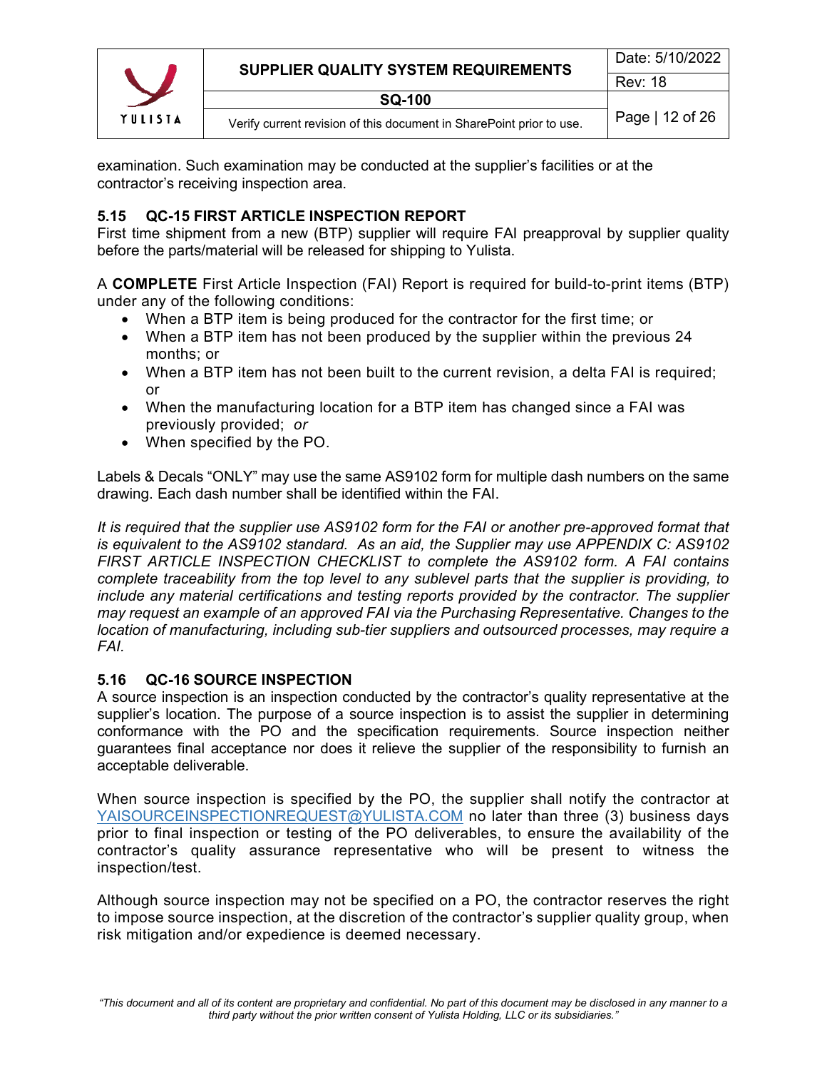examination. Such examination may be conducted at the supplier's facilities or at the contractor's receiving inspection area.

### 5.15 QC-15 FIRST ARTICLE INSPECTION REPORT

First time shipment from a new (BTP) supplier will require FAI preapproval by supplier quality before the parts/material will be released for shipping to Yulista.

A **COMPLETE** First Article Inspection (FAI) Report is required for build-to-print items (BTP) under any of the following conditions:

- When a BTP item is being produced for the contractor for the first time; or
- When a BTP item has not been produced by the supplier within the previous 24 months; or
- When a BTP item has not been built to the current revision, a delta FAI is required; or
- When the manufacturing location for a BTP item has changed since a FAI was previously provided; *or*
- When specified by the PO.

Labels & Decals "ONLY" may use the same AS9102 form for multiple dash numbers on the same drawing. Each dash number shall be identified within the FAI.

*It is required that the supplier use AS9102 form for the FAI or another pre-approved format that is equivalent to the AS9102 standard. As an aid, the Supplier may use APPENDIX C: AS9102 FIRST ARTICLE INSPECTION CHECKLIST to complete the AS9102 form. A FAI contains complete traceability from the top level to any sublevel parts that the supplier is providing, to include any material certifications and testing reports provided by the contractor. The supplier may request an example of an approved FAI via the Purchasing Representative. Changes to the location of manufacturing, including sub-tier suppliers and outsourced processes, may require a FAI.*

### 5.16 QC-16 SOURCE INSPECTION

A source inspection is an inspection conducted by the contractor's quality representative at the supplier's location. The purpose of a source inspection is to assist the supplier in determining conformance with the PO and the specification requirements. Source inspection neither guarantees final acceptance nor does it relieve the supplier of the responsibility to furnish an acceptable deliverable.

When source inspection is specified by the PO, the supplier shall notify the contractor at YAISOURCEINSPECTIONREQUEST@YULISTA.COM no later than three (3) business days prior to final inspection or testing of the PO deliverables, to ensure the availability of the contractor's quality assurance representative who will be present to witness the inspection/test.

Although source inspection may not be specified on a PO, the contractor reserves the right to impose source inspection, at the discretion of the contractor's supplier quality group, when risk mitigation and/or expedience is deemed necessary.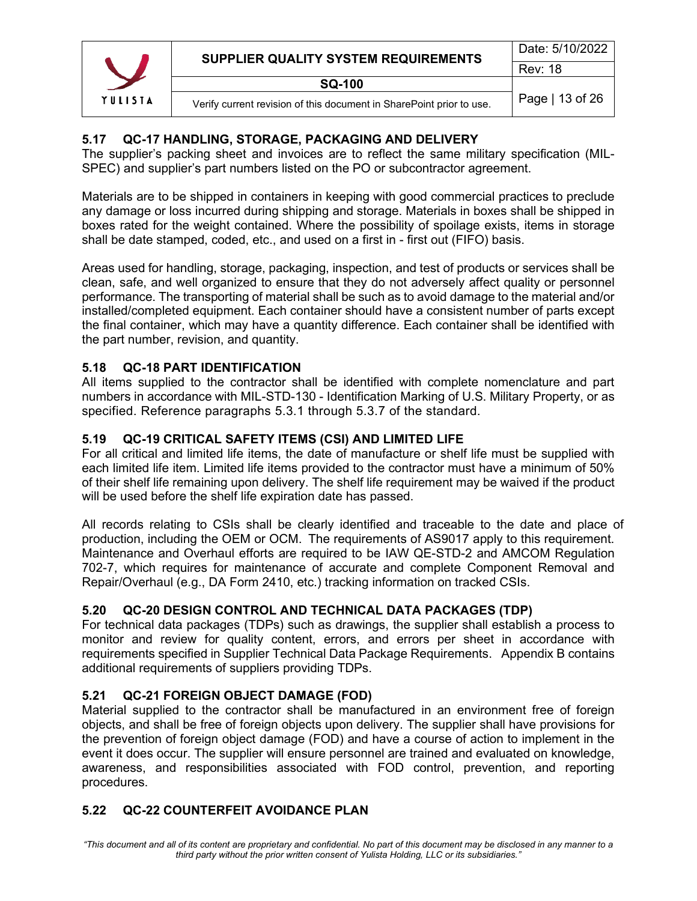## 5.17 QC-17 HANDLING, STORAGE, PACKAGING AND DELIVERY

The supplier's packing sheet and invoices are to reflect the same military specification (MIL-SPEC) and supplier's part numbers listed on the PO or subcontractor agreement.

Materials are to be shipped in containers in keeping with good commercial practices to preclude any damage or loss incurred during shipping and storage. Materials in boxes shall be shipped in boxes rated for the weight contained. Where the possibility of spoilage exists, items in storage shall be date stamped, coded, etc., and used on a first in - first out (FIFO) basis.

Areas used for handling, storage, packaging, inspection, and test of products or services shall be clean, safe, and well organized to ensure that they do not adversely affect quality or personnel performance. The transporting of material shall be such as to avoid damage to the material and/or installed/completed equipment. Each container should have a consistent number of parts except the final container, which may have a quantity difference. Each container shall be identified with the part number, revision, and quantity.

## 5.18 QC-18 PART IDENTIFICATION

All items supplied to the contractor shall be identified with complete nomenclature and part numbers in accordance with MIL-STD-130 - Identification Marking of U.S. Military Property, or as specified. Reference paragraphs 5.3.1 through 5.3.7 of the standard.

## 5.19 QC-19 CRITICAL SAFETY ITEMS (CSI) AND LIMITED LIFE

For all critical and limited life items, the date of manufacture or shelf life must be supplied with each limited life item. Limited life items provided to the contractor must have a minimum of 50% of their shelf life remaining upon delivery. The shelf life requirement may be waived if the product will be used before the shelf life expiration date has passed.

All records relating to CSIs shall be clearly identified and traceable to the date and place of production, including the OEM or OCM. The requirements of AS9017 apply to this requirement. Maintenance and Overhaul efforts are required to be IAW QE-STD-2 and AMCOM Regulation 702-7, which requires for maintenance of accurate and complete Component Removal and Repair/Overhaul (e.g., DA Form 2410, etc.) tracking information on tracked CSIs.

## 5.20 QC-20 DESIGN CONTROL AND TECHNICAL DATA PACKAGES (TDP)

For technical data packages (TDPs) such as drawings, the supplier shall establish a process to monitor and review for quality content, errors, and errors per sheet in accordance with requirements specified in Supplier Technical Data Package Requirements. Appendix B contains additional requirements of suppliers providing TDPs.

## 5.21 QC-21 FOREIGN OBJECT DAMAGE (FOD)

Material supplied to the contractor shall be manufactured in an environment free of foreign objects, and shall be free of foreign objects upon delivery. The supplier shall have provisions for the prevention of foreign object damage (FOD) and have a course of action to implement in the event it does occur. The supplier will ensure personnel are trained and evaluated on knowledge, awareness, and responsibilities associated with FOD control, prevention, and reporting procedures.

## 5.22 QC-22 COUNTERFEIT AVOIDANCE PLAN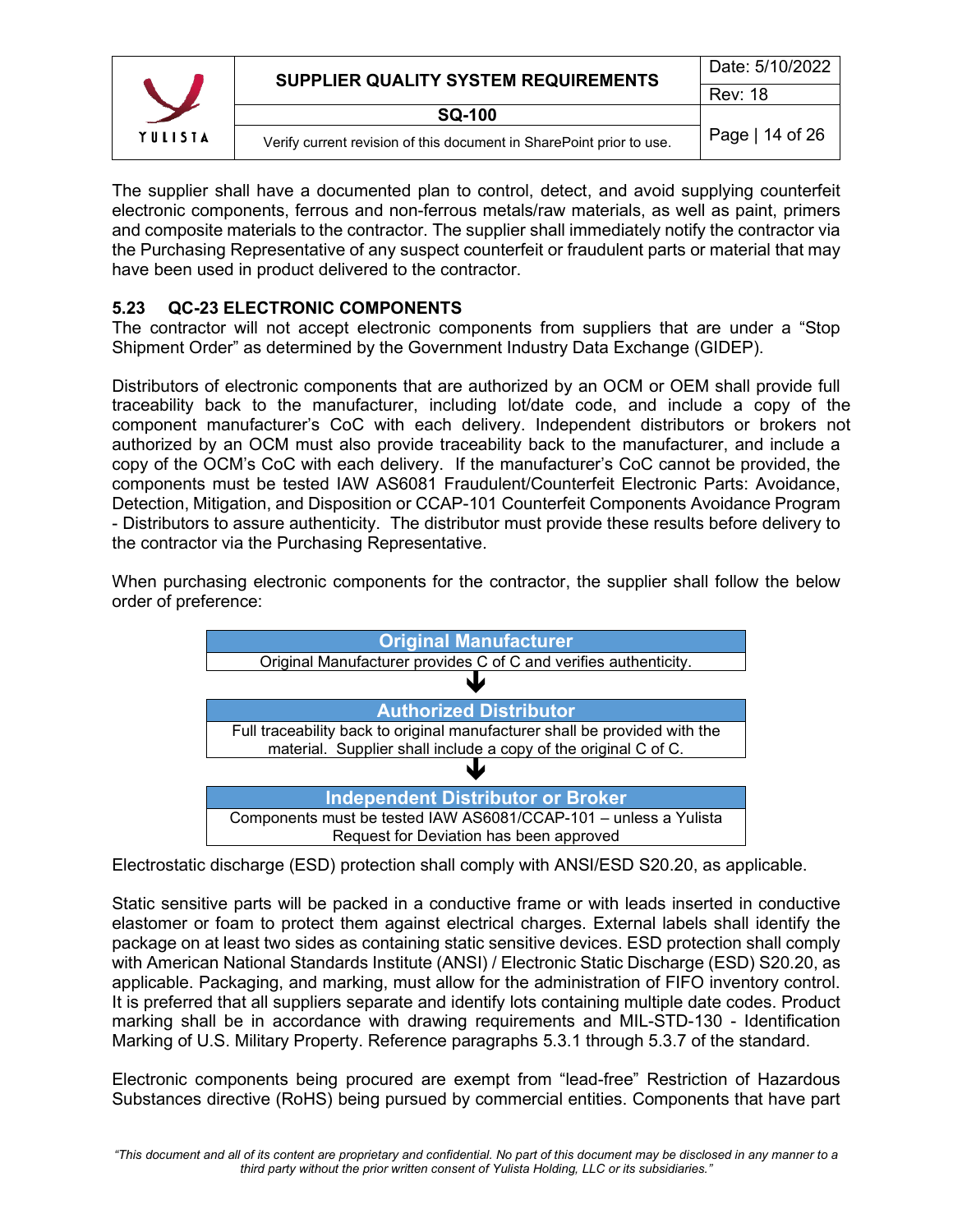The supplier shall have a documented plan to control, detect, and avoid supplying counterfeit electronic components, ferrous and non-ferrous metals/raw materials, as well as paint, primers and composite materials to the contractor. The supplier shall immediately notify the contractor via the Purchasing Representative of any suspect counterfeit or fraudulent parts or material that may have been used in product delivered to the contractor.

### 5.23 QC-23 ELECTRONIC COMPONENTS

The contractor will not accept electronic components from suppliers that are under a "Stop Shipment Order" as determined by the Government Industry Data Exchange (GIDEP).

Distributors of electronic components that are authorized by an OCM or OEM shall provide full traceability back to the manufacturer, including lot/date code, and include a copy of the component manufacturer's CoC with each delivery. Independent distributors or brokers not authorized by an OCM must also provide traceability back to the manufacturer, and include a copy of the OCM's CoC with each delivery. If the manufacturer's CoC cannot be provided, the components must be tested IAW AS6081 Fraudulent/Counterfeit Electronic Parts: Avoidance, Detection, Mitigation, and Disposition or CCAP-101 Counterfeit Components Avoidance Program - Distributors to assure authenticity. The distributor must provide these results before delivery to the contractor via the Purchasing Representative.

When purchasing electronic components for the contractor, the supplier shall follow the below order of preference:

| **Original Manufacturer** |
|---|
| Original Manufacturer provides C of C and verifies authenticity. |

↓

| **Authorized Distributor** |
|---|
| Full traceability back to original manufacturer shall be provided with the material. Supplier shall include a copy of the original C of C. |

↓

| **Independent Distributor or Broker** |
|---|
| Components must be tested IAW AS6081/CCAP-101 – unless a Yulista Request for Deviation has been approved |

Electrostatic discharge (ESD) protection shall comply with ANSI/ESD S20.20, as applicable.

Static sensitive parts will be packed in a conductive frame or with leads inserted in conductive elastomer or foam to protect them against electrical charges. External labels shall identify the package on at least two sides as containing static sensitive devices. ESD protection shall comply with American National Standards Institute (ANSI) / Electronic Static Discharge (ESD) S20.20, as applicable. Packaging, and marking, must allow for the administration of FIFO inventory control. It is preferred that all suppliers separate and identify lots containing multiple date codes. Product marking shall be in accordance with drawing requirements and MIL-STD-130 - Identification Marking of U.S. Military Property. Reference paragraphs 5.3.1 through 5.3.7 of the standard.

Electronic components being procured are exempt from "lead-free" Restriction of Hazardous Substances directive (RoHS) being pursued by commercial entities. Components that have part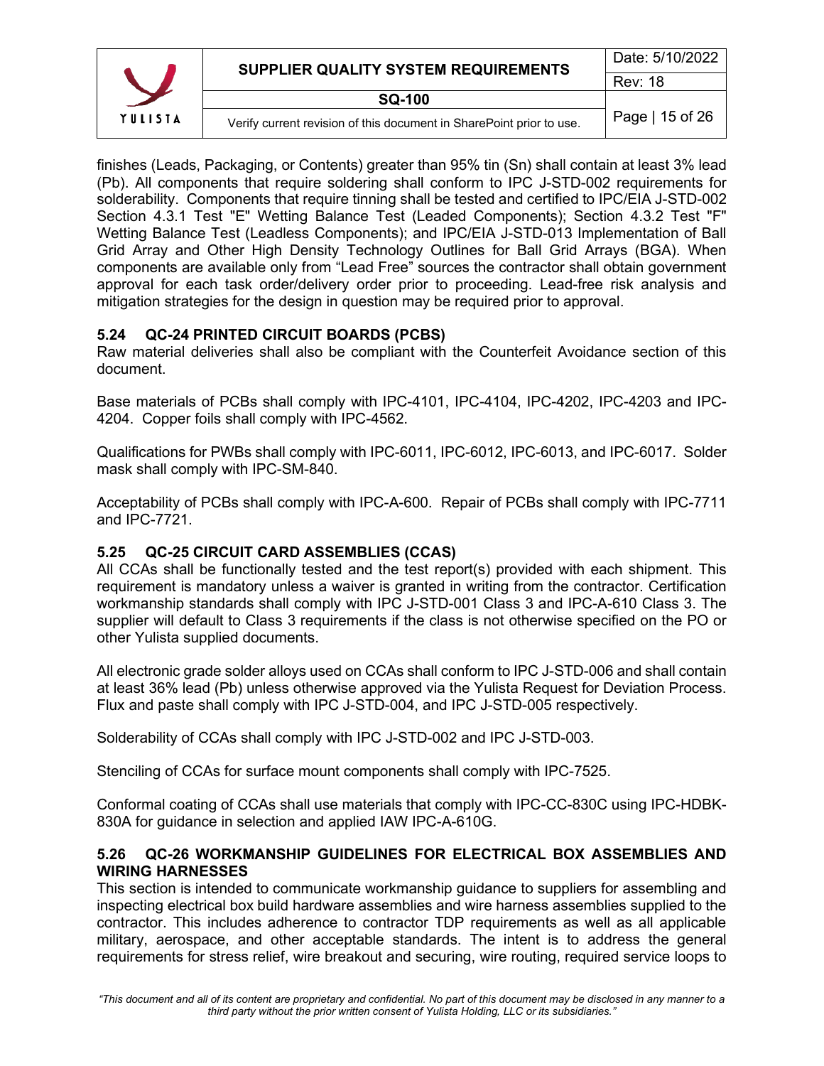finishes (Leads, Packaging, or Contents) greater than 95% tin (Sn) shall contain at least 3% lead (Pb). All components that require soldering shall conform to IPC J-STD-002 requirements for solderability. Components that require tinning shall be tested and certified to IPC/EIA J-STD-002 Section 4.3.1 Test "E" Wetting Balance Test (Leaded Components); Section 4.3.2 Test "F" Wetting Balance Test (Leadless Components); and IPC/EIA J-STD-013 Implementation of Ball Grid Array and Other High Density Technology Outlines for Ball Grid Arrays (BGA). When components are available only from "Lead Free" sources the contractor shall obtain government approval for each task order/delivery order prior to proceeding. Lead-free risk analysis and mitigation strategies for the design in question may be required prior to approval.

### 5.24 QC-24 PRINTED CIRCUIT BOARDS (PCBS)

Raw material deliveries shall also be compliant with the Counterfeit Avoidance section of this document.

Base materials of PCBs shall comply with IPC-4101, IPC-4104, IPC-4202, IPC-4203 and IPC-4204. Copper foils shall comply with IPC-4562.

Qualifications for PWBs shall comply with IPC-6011, IPC-6012, IPC-6013, and IPC-6017. Solder mask shall comply with IPC-SM-840.

Acceptability of PCBs shall comply with IPC-A-600. Repair of PCBs shall comply with IPC-7711 and IPC-7721.

### 5.25 QC-25 CIRCUIT CARD ASSEMBLIES (CCAS)

All CCAs shall be functionally tested and the test report(s) provided with each shipment. This requirement is mandatory unless a waiver is granted in writing from the contractor. Certification workmanship standards shall comply with IPC J-STD-001 Class 3 and IPC-A-610 Class 3. The supplier will default to Class 3 requirements if the class is not otherwise specified on the PO or other Yulista supplied documents.

All electronic grade solder alloys used on CCAs shall conform to IPC J-STD-006 and shall contain at least 36% lead (Pb) unless otherwise approved via the Yulista Request for Deviation Process. Flux and paste shall comply with IPC J-STD-004, and IPC J-STD-005 respectively.

Solderability of CCAs shall comply with IPC J-STD-002 and IPC J-STD-003.

Stenciling of CCAs for surface mount components shall comply with IPC-7525.

Conformal coating of CCAs shall use materials that comply with IPC-CC-830C using IPC-HDBK-830A for guidance in selection and applied IAW IPC-A-610G.

### 5.26 QC-26 WORKMANSHIP GUIDELINES FOR ELECTRICAL BOX ASSEMBLIES AND WIRING HARNESSES

This section is intended to communicate workmanship guidance to suppliers for assembling and inspecting electrical box build hardware assemblies and wire harness assemblies supplied to the contractor. This includes adherence to contractor TDP requirements as well as all applicable military, aerospace, and other acceptable standards. The intent is to address the general requirements for stress relief, wire breakout and securing, wire routing, required service loops to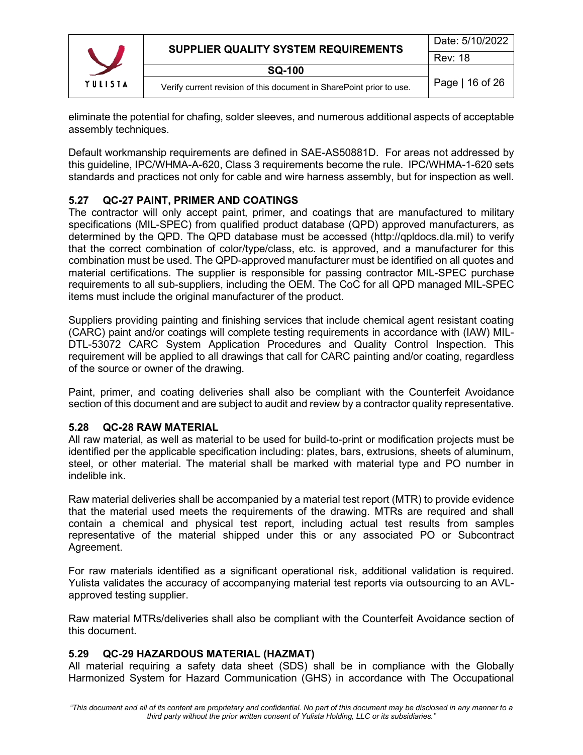eliminate the potential for chafing, solder sleeves, and numerous additional aspects of acceptable assembly techniques.

Default workmanship requirements are defined in SAE-AS50881D. For areas not addressed by this guideline, IPC/WHMA-A-620, Class 3 requirements become the rule. IPC/WHMA-1-620 sets standards and practices not only for cable and wire harness assembly, but for inspection as well.

### 5.27 QC-27 PAINT, PRIMER AND COATINGS

The contractor will only accept paint, primer, and coatings that are manufactured to military specifications (MIL-SPEC) from qualified product database (QPD) approved manufacturers, as determined by the QPD. The QPD database must be accessed (http://qpldocs.dla.mil) to verify that the correct combination of color/type/class, etc. is approved, and a manufacturer for this combination must be used. The QPD-approved manufacturer must be identified on all quotes and material certifications. The supplier is responsible for passing contractor MIL-SPEC purchase requirements to all sub-suppliers, including the OEM. The CoC for all QPD managed MIL-SPEC items must include the original manufacturer of the product.

Suppliers providing painting and finishing services that include chemical agent resistant coating (CARC) paint and/or coatings will complete testing requirements in accordance with (IAW) MIL-DTL-53072 CARC System Application Procedures and Quality Control Inspection. This requirement will be applied to all drawings that call for CARC painting and/or coating, regardless of the source or owner of the drawing.

Paint, primer, and coating deliveries shall also be compliant with the Counterfeit Avoidance section of this document and are subject to audit and review by a contractor quality representative.

### 5.28 QC-28 RAW MATERIAL

All raw material, as well as material to be used for build-to-print or modification projects must be identified per the applicable specification including: plates, bars, extrusions, sheets of aluminum, steel, or other material. The material shall be marked with material type and PO number in indelible ink.

Raw material deliveries shall be accompanied by a material test report (MTR) to provide evidence that the material used meets the requirements of the drawing. MTRs are required and shall contain a chemical and physical test report, including actual test results from samples representative of the material shipped under this or any associated PO or Subcontract Agreement.

For raw materials identified as a significant operational risk, additional validation is required. Yulista validates the accuracy of accompanying material test reports via outsourcing to an AVL-approved testing supplier.

Raw material MTRs/deliveries shall also be compliant with the Counterfeit Avoidance section of this document.

### 5.29 QC-29 HAZARDOUS MATERIAL (HAZMAT)

All material requiring a safety data sheet (SDS) shall be in compliance with the Globally Harmonized System for Hazard Communication (GHS) in accordance with The Occupational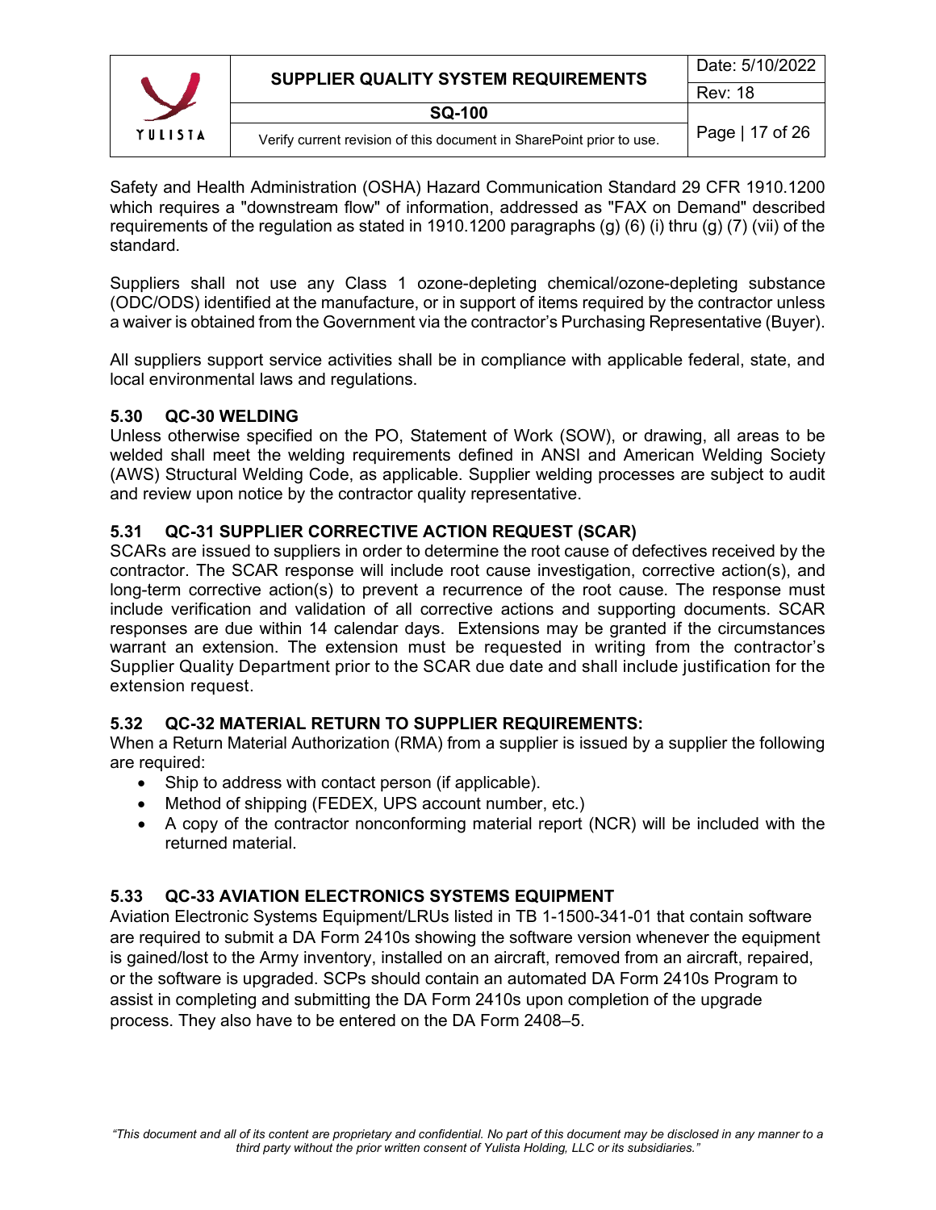Safety and Health Administration (OSHA) Hazard Communication Standard 29 CFR 1910.1200 which requires a "downstream flow" of information, addressed as "FAX on Demand" described requirements of the regulation as stated in 1910.1200 paragraphs (g) (6) (i) thru (g) (7) (vii) of the standard.

Suppliers shall not use any Class 1 ozone-depleting chemical/ozone-depleting substance (ODC/ODS) identified at the manufacture, or in support of items required by the contractor unless a waiver is obtained from the Government via the contractor's Purchasing Representative (Buyer).

All suppliers support service activities shall be in compliance with applicable federal, state, and local environmental laws and regulations.

### 5.30 QC-30 WELDING

Unless otherwise specified on the PO, Statement of Work (SOW), or drawing, all areas to be welded shall meet the welding requirements defined in ANSI and American Welding Society (AWS) Structural Welding Code, as applicable. Supplier welding processes are subject to audit and review upon notice by the contractor quality representative.

### 5.31 QC-31 SUPPLIER CORRECTIVE ACTION REQUEST (SCAR)

SCARs are issued to suppliers in order to determine the root cause of defectives received by the contractor. The SCAR response will include root cause investigation, corrective action(s), and long-term corrective action(s) to prevent a recurrence of the root cause. The response must include verification and validation of all corrective actions and supporting documents. SCAR responses are due within 14 calendar days. Extensions may be granted if the circumstances warrant an extension. The extension must be requested in writing from the contractor's Supplier Quality Department prior to the SCAR due date and shall include justification for the extension request.

### 5.32 QC-32 MATERIAL RETURN TO SUPPLIER REQUIREMENTS:

When a Return Material Authorization (RMA) from a supplier is issued by a supplier the following are required:

- Ship to address with contact person (if applicable).
- Method of shipping (FEDEX, UPS account number, etc.)
- A copy of the contractor nonconforming material report (NCR) will be included with the returned material.

### 5.33 QC-33 AVIATION ELECTRONICS SYSTEMS EQUIPMENT

Aviation Electronic Systems Equipment/LRUs listed in TB 1-1500-341-01 that contain software are required to submit a DA Form 2410s showing the software version whenever the equipment is gained/lost to the Army inventory, installed on an aircraft, removed from an aircraft, repaired, or the software is upgraded. SCPs should contain an automated DA Form 2410s Program to assist in completing and submitting the DA Form 2410s upon completion of the upgrade process. They also have to be entered on the DA Form 2408–5.

*"This document and all of its content are proprietary and confidential. No part of this document may be disclosed in any manner to a third party without the prior written consent of Yulista Holding, LLC or its subsidiaries."*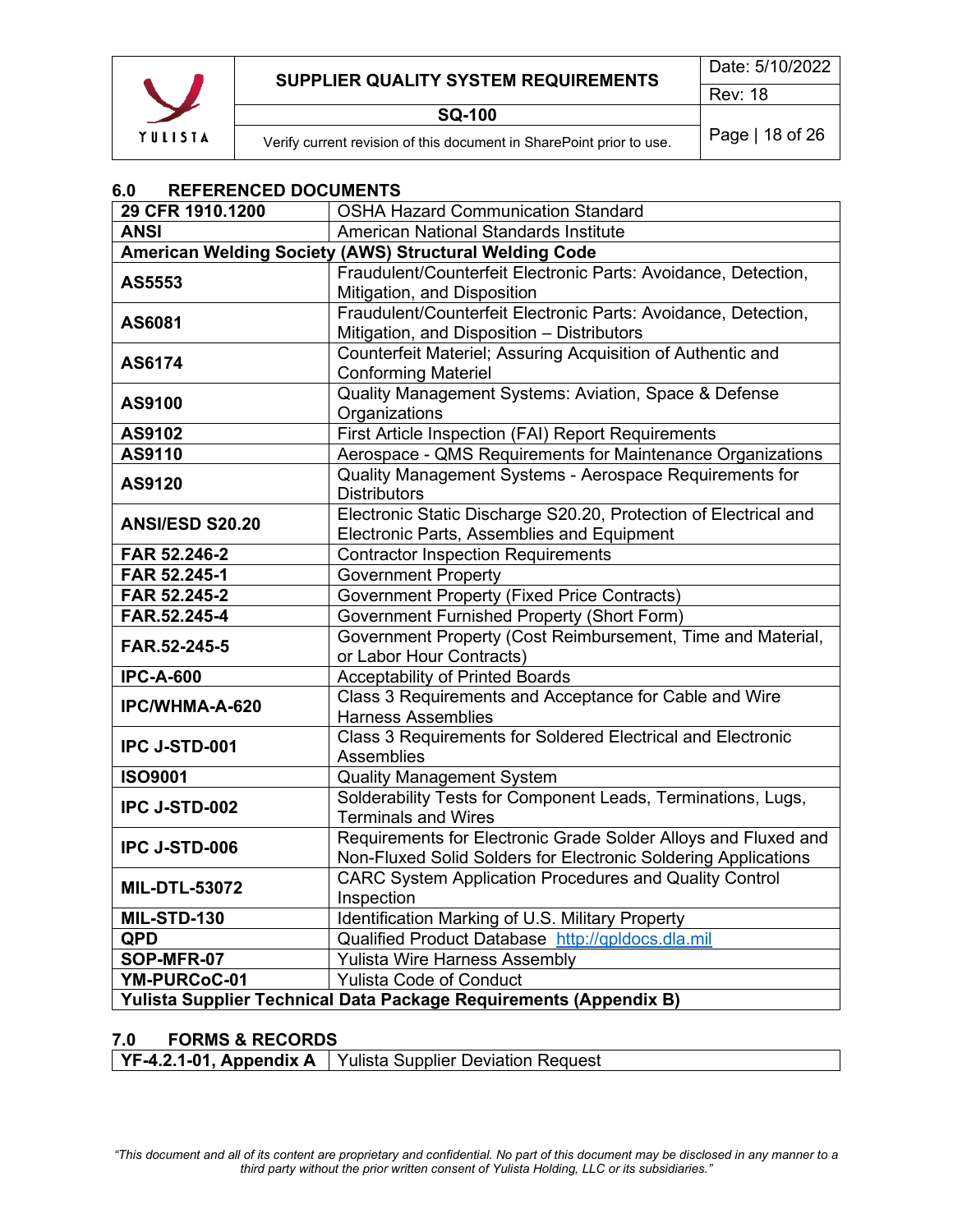## 6.0 REFERENCED DOCUMENTS

| | |
|---|---|
| **29 CFR 1910.1200** | OSHA Hazard Communication Standard |
| **ANSI** | American National Standards Institute |
| **American Welding Society (AWS) Structural Welding Code** | |
| **AS5553** | Fraudulent/Counterfeit Electronic Parts: Avoidance, Detection, Mitigation, and Disposition |
| **AS6081** | Fraudulent/Counterfeit Electronic Parts: Avoidance, Detection, Mitigation, and Disposition – Distributors |
| **AS6174** | Counterfeit Materiel; Assuring Acquisition of Authentic and Conforming Materiel |
| **AS9100** | Quality Management Systems: Aviation, Space & Defense Organizations |
| **AS9102** | First Article Inspection (FAI) Report Requirements |
| **AS9110** | Aerospace - QMS Requirements for Maintenance Organizations |
| **AS9120** | Quality Management Systems - Aerospace Requirements for Distributors |
| **ANSI/ESD S20.20** | Electronic Static Discharge S20.20, Protection of Electrical and Electronic Parts, Assemblies and Equipment |
| **FAR 52.246-2** | Contractor Inspection Requirements |
| **FAR 52.245-1** | Government Property |
| **FAR 52.245-2** | Government Property (Fixed Price Contracts) |
| **FAR.52.245-4** | Government Furnished Property (Short Form) |
| **FAR.52-245-5** | Government Property (Cost Reimbursement, Time and Material, or Labor Hour Contracts) |
| **IPC-A-600** | Acceptability of Printed Boards |
| **IPC/WHMA-A-620** | Class 3 Requirements and Acceptance for Cable and Wire Harness Assemblies |
| **IPC J-STD-001** | Class 3 Requirements for Soldered Electrical and Electronic Assemblies |
| **ISO9001** | Quality Management System |
| **IPC J-STD-002** | Solderability Tests for Component Leads, Terminations, Lugs, Terminals and Wires |
| **IPC J-STD-006** | Requirements for Electronic Grade Solder Alloys and Fluxed and Non-Fluxed Solid Solders for Electronic Soldering Applications |
| **MIL-DTL-53072** | CARC System Application Procedures and Quality Control Inspection |
| **MIL-STD-130** | Identification Marking of U.S. Military Property |
| **QPD** | Qualified Product Database http://qpldocs.dla.mil |
| **SOP-MFR-07** | Yulista Wire Harness Assembly |
| **YM-PURCoC-01** | Yulista Code of Conduct |
| **Yulista Supplier Technical Data Package Requirements (Appendix B)** | |

## 7.0 FORMS & RECORDS

| | |
|---|---|
| **YF-4.2.1-01, Appendix A** | Yulista Supplier Deviation Request |

*"This document and all of its content are proprietary and confidential. No part of this document may be disclosed in any manner to a third party without the prior written consent of Yulista Holding, LLC or its subsidiaries."*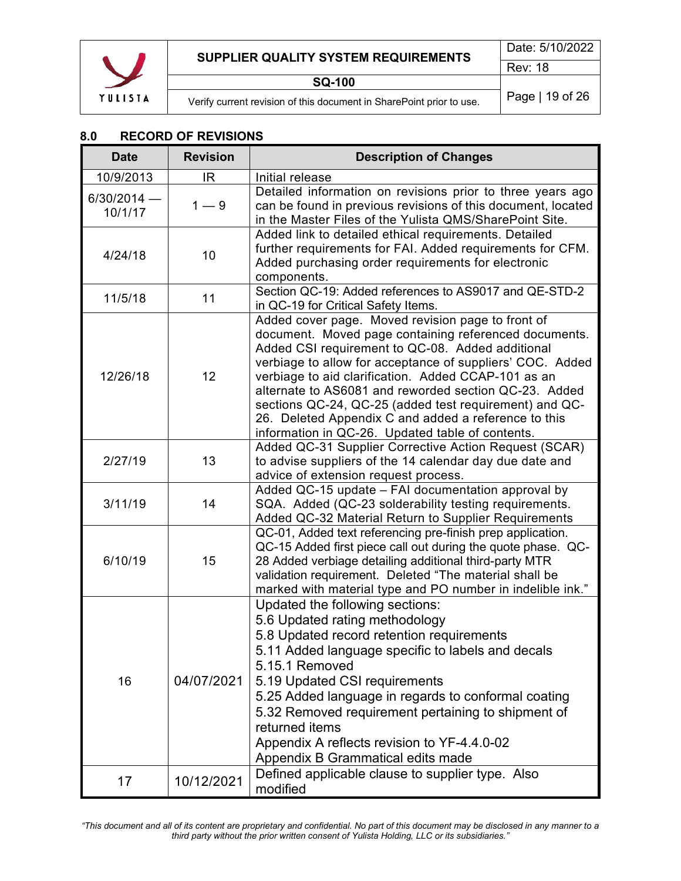## 8.0 RECORD OF REVISIONS

| Date | Revision | Description of Changes |
|---|---|---|
| 10/9/2013 | IR | Initial release |
| 6/30/2014 — 10/1/17 | 1 — 9 | Detailed information on revisions prior to three years ago can be found in previous revisions of this document, located in the Master Files of the Yulista QMS/SharePoint Site. |
| 4/24/18 | 10 | Added link to detailed ethical requirements. Detailed further requirements for FAI. Added requirements for CFM. Added purchasing order requirements for electronic components. |
| 11/5/18 | 11 | Section QC-19: Added references to AS9017 and QE-STD-2 in QC-19 for Critical Safety Items. |
| 12/26/18 | 12 | Added cover page. Moved revision page to front of document. Moved page containing referenced documents. Added CSI requirement to QC-08. Added additional verbiage to allow for acceptance of suppliers' COC. Added verbiage to aid clarification. Added CCAP-101 as an alternate to AS6081 and reworded section QC-23. Added sections QC-24, QC-25 (added test requirement) and QC-26. Deleted Appendix C and added a reference to this information in QC-26. Updated table of contents. |
| 2/27/19 | 13 | Added QC-31 Supplier Corrective Action Request (SCAR) to advise suppliers of the 14 calendar day due date and advice of extension request process. |
| 3/11/19 | 14 | Added QC-15 update – FAI documentation approval by SQA. Added (QC-23 solderability testing requirements. Added QC-32 Material Return to Supplier Requirements |
| 6/10/19 | 15 | QC-01, Added text referencing pre-finish prep application. QC-15 Added first piece call out during the quote phase. QC-28 Added verbiage detailing additional third-party MTR validation requirement. Deleted "The material shall be marked with material type and PO number in indelible ink." |
| 16 | 04/07/2021 | Updated the following sections:<br>5.6 Updated rating methodology<br>5.8 Updated record retention requirements<br>5.11 Added language specific to labels and decals<br>5.15.1 Removed<br>5.19 Updated CSI requirements<br>5.25 Added language in regards to conformal coating<br>5.32 Removed requirement pertaining to shipment of returned items<br>Appendix A reflects revision to YF-4.4.0-02<br>Appendix B Grammatical edits made |
| 17 | 10/12/2021 | Defined applicable clause to supplier type. Also modified |

*"This document and all of its content are proprietary and confidential. No part of this document may be disclosed in any manner to a third party without the prior written consent of Yulista Holding, LLC or its subsidiaries."*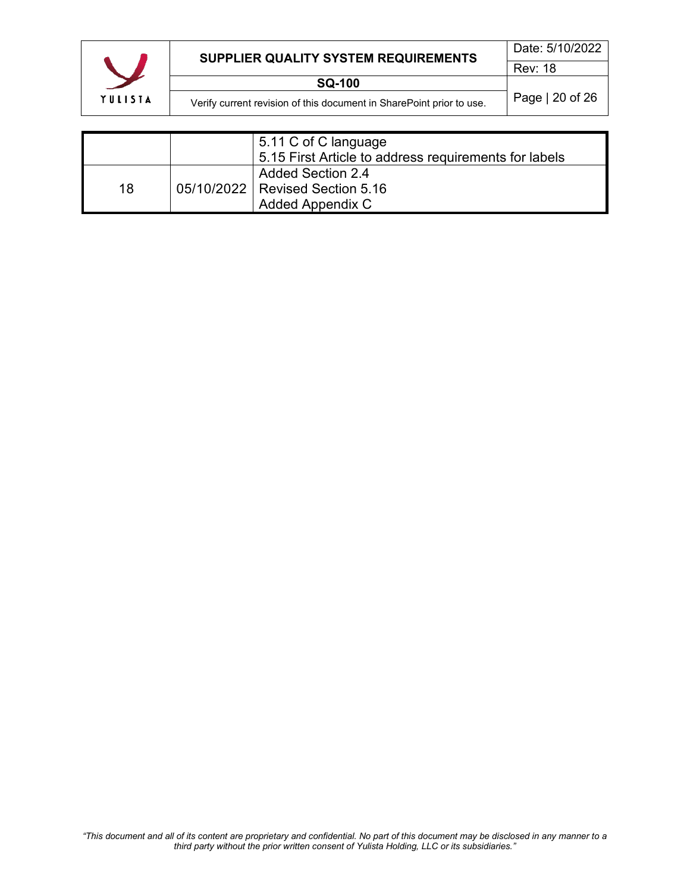| | | |
|---|---|---|
| | | 5.11 C of C language<br>5.15 First Article to address requirements for labels |
| 18 | 05/10/2022 | Added Section 2.4<br>Revised Section 5.16<br>Added Appendix C |

*"This document and all of its content are proprietary and confidential. No part of this document may be disclosed in any manner to a third party without the prior written consent of Yulista Holding, LLC or its subsidiaries."*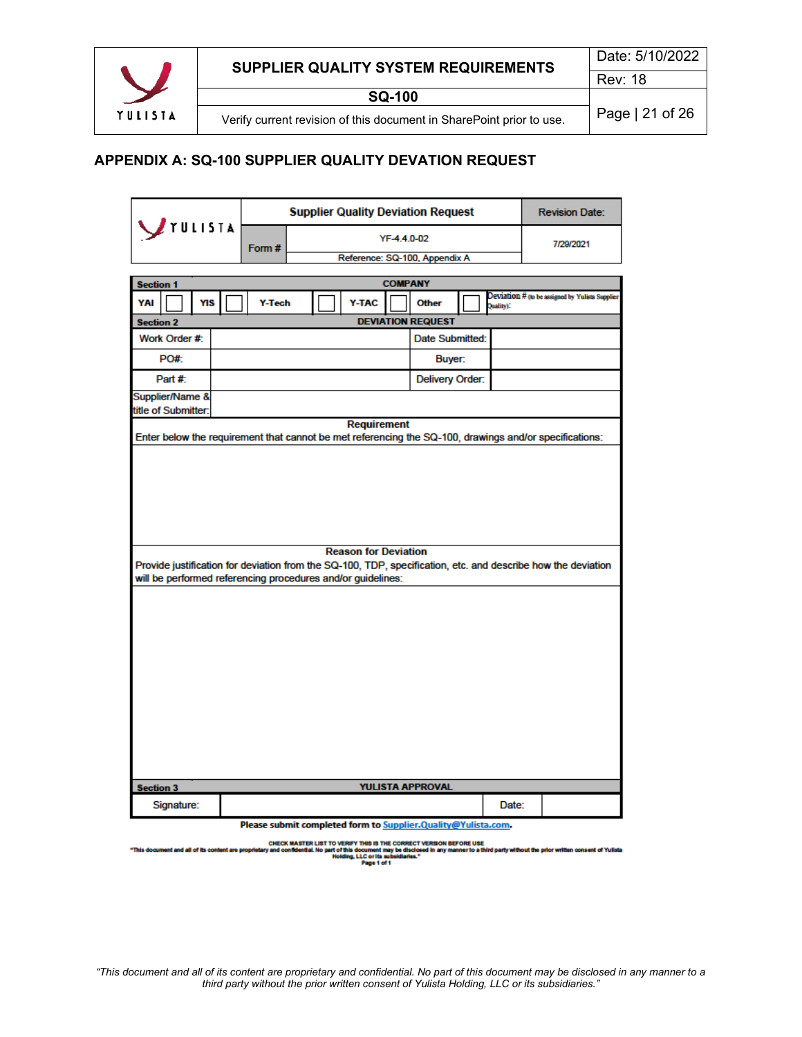## APPENDIX A: SQ-100 SUPPLIER QUALITY DEVATION REQUEST

| YULISTA | Supplier Quality Deviation Request | Revision Date: |
|---|---|---|
| Form # | YF-4.4.0-02 | 7/29/2021 |
| | Reference: SQ-100, Appendix A | |

| Section 1 | COMPANY | | | | | | | | | |
|---|---|---|---|---|---|---|---|---|---|---|
| YAI | ☐ | YIS | ☐ | Y-Tech | ☐ | Y-TAC | ☐ | Other | ☐ | Deviation # (to be assigned by Yulista Supplier Quality): |

| Section 2 | DEVIATION REQUEST | | |
|---|---|---|---|
| Work Order #: | | Date Submitted: | |
| PO#: | | Buyer: | |
| Part #: | | Delivery Order: | |
| Supplier/Name & title of Submitter: | | | |

**Requirement**

Enter below the requirement that cannot be met referencing the SQ-100, drawings and/or specifications:

**Reason for Deviation**

Provide justification for deviation from the SQ-100, TDP, specification, etc. and describe how the deviation will be performed referencing procedures and/or guidelines:

| Section 3 | YULISTA APPROVAL | | |
|---|---|---|---|
| Signature: | | Date: | |

**Please submit completed form to Supplier.Quality@Yulista.com.**

CHECK MASTER LIST TO VERIFY THIS IS THE CORRECT VERSION BEFORE USE
"This document and all of its content are proprietary and confidential. No part of this document may be disclosed in any manner to a third party without the prior written consent of Yulista Holding, LLC or its subsidiaries."
Page 1 of 1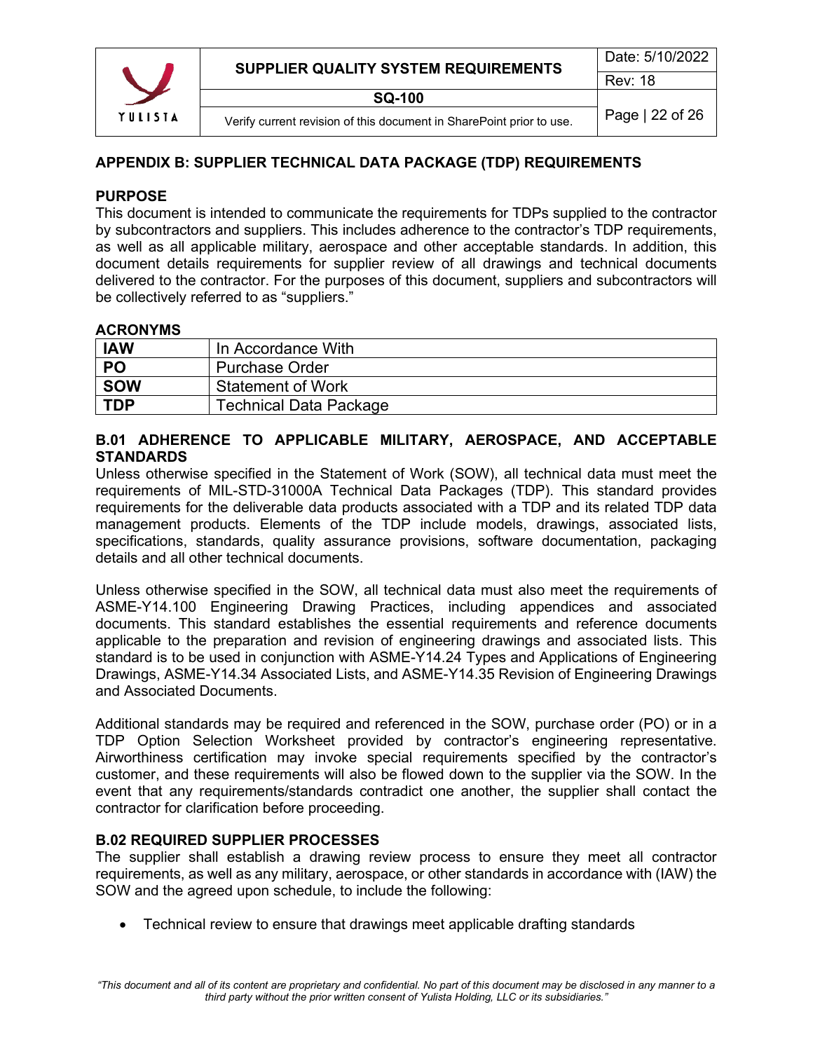## APPENDIX B: SUPPLIER TECHNICAL DATA PACKAGE (TDP) REQUIREMENTS

### PURPOSE

This document is intended to communicate the requirements for TDPs supplied to the contractor by subcontractors and suppliers. This includes adherence to the contractor's TDP requirements, as well as all applicable military, aerospace and other acceptable standards. In addition, this document details requirements for supplier review of all drawings and technical documents delivered to the contractor. For the purposes of this document, suppliers and subcontractors will be collectively referred to as "suppliers."

### ACRONYMS

| | |
|---|---|
| **IAW** | In Accordance With |
| **PO** | Purchase Order |
| **SOW** | Statement of Work |
| **TDP** | Technical Data Package |

### B.01 ADHERENCE TO APPLICABLE MILITARY, AEROSPACE, AND ACCEPTABLE STANDARDS

Unless otherwise specified in the Statement of Work (SOW), all technical data must meet the requirements of MIL-STD-31000A Technical Data Packages (TDP). This standard provides requirements for the deliverable data products associated with a TDP and its related TDP data management products. Elements of the TDP include models, drawings, associated lists, specifications, standards, quality assurance provisions, software documentation, packaging details and all other technical documents.

Unless otherwise specified in the SOW, all technical data must also meet the requirements of ASME-Y14.100 Engineering Drawing Practices, including appendices and associated documents. This standard establishes the essential requirements and reference documents applicable to the preparation and revision of engineering drawings and associated lists. This standard is to be used in conjunction with ASME-Y14.24 Types and Applications of Engineering Drawings, ASME-Y14.34 Associated Lists, and ASME-Y14.35 Revision of Engineering Drawings and Associated Documents.

Additional standards may be required and referenced in the SOW, purchase order (PO) or in a TDP Option Selection Worksheet provided by contractor's engineering representative. Airworthiness certification may invoke special requirements specified by the contractor's customer, and these requirements will also be flowed down to the supplier via the SOW. In the event that any requirements/standards contradict one another, the supplier shall contact the contractor for clarification before proceeding.

### B.02 REQUIRED SUPPLIER PROCESSES

The supplier shall establish a drawing review process to ensure they meet all contractor requirements, as well as any military, aerospace, or other standards in accordance with (IAW) the SOW and the agreed upon schedule, to include the following:

- Technical review to ensure that drawings meet applicable drafting standards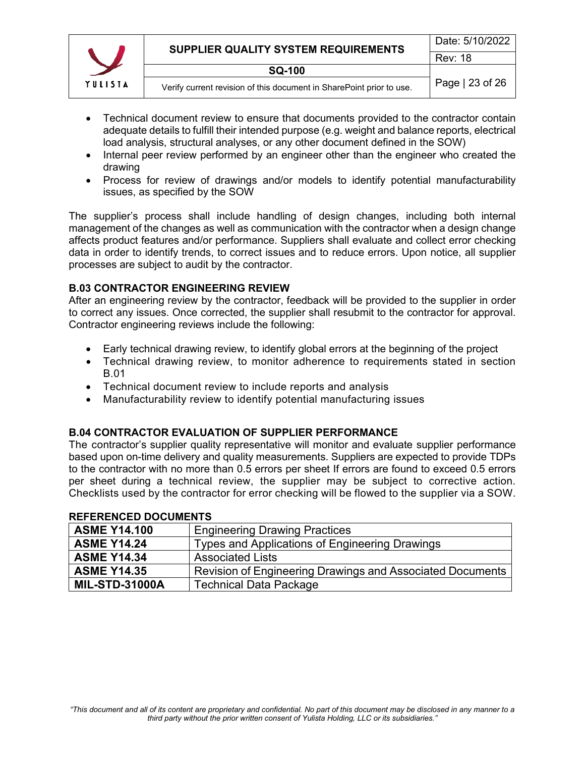- Technical document review to ensure that documents provided to the contractor contain adequate details to fulfill their intended purpose (e.g. weight and balance reports, electrical load analysis, structural analyses, or any other document defined in the SOW)
- Internal peer review performed by an engineer other than the engineer who created the drawing
- Process for review of drawings and/or models to identify potential manufacturability issues, as specified by the SOW

The supplier's process shall include handling of design changes, including both internal management of the changes as well as communication with the contractor when a design change affects product features and/or performance. Suppliers shall evaluate and collect error checking data in order to identify trends, to correct issues and to reduce errors. Upon notice, all supplier processes are subject to audit by the contractor.

### B.03 CONTRACTOR ENGINEERING REVIEW

After an engineering review by the contractor, feedback will be provided to the supplier in order to correct any issues. Once corrected, the supplier shall resubmit to the contractor for approval. Contractor engineering reviews include the following:

- Early technical drawing review, to identify global errors at the beginning of the project
- Technical drawing review, to monitor adherence to requirements stated in section B.01
- Technical document review to include reports and analysis
- Manufacturability review to identify potential manufacturing issues

### B.04 CONTRACTOR EVALUATION OF SUPPLIER PERFORMANCE

The contractor's supplier quality representative will monitor and evaluate supplier performance based upon on-time delivery and quality measurements. Suppliers are expected to provide TDPs to the contractor with no more than 0.5 errors per sheet If errors are found to exceed 0.5 errors per sheet during a technical review, the supplier may be subject to corrective action. Checklists used by the contractor for error checking will be flowed to the supplier via a SOW.

### REFERENCED DOCUMENTS

| | |
|---|---|
| **ASME Y14.100** | Engineering Drawing Practices |
| **ASME Y14.24** | Types and Applications of Engineering Drawings |
| **ASME Y14.34** | Associated Lists |
| **ASME Y14.35** | Revision of Engineering Drawings and Associated Documents |
| **MIL-STD-31000A** | Technical Data Package |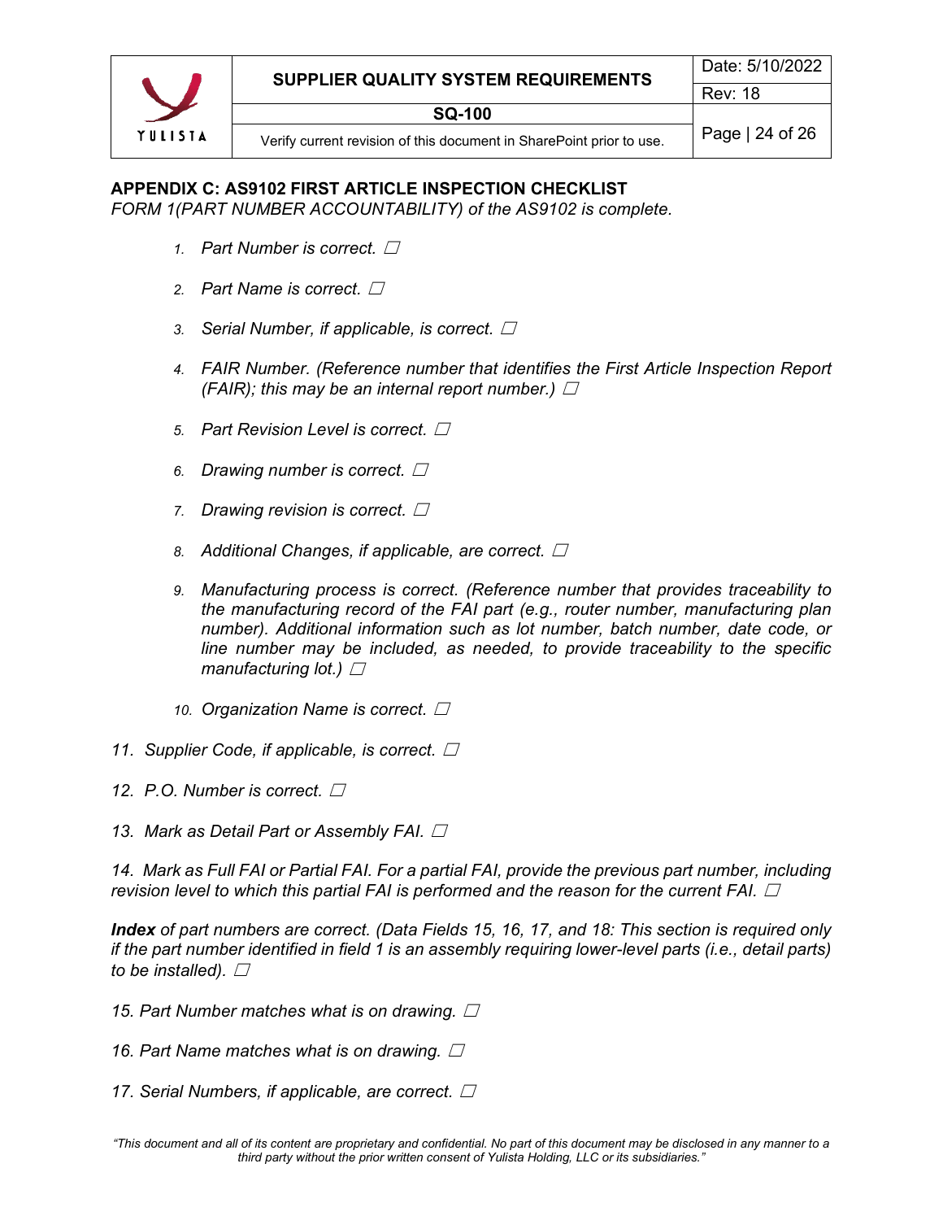## APPENDIX C: AS9102 FIRST ARTICLE INSPECTION CHECKLIST

*FORM 1(PART NUMBER ACCOUNTABILITY) of the AS9102 is complete.*

1. *Part Number is correct.* ☐
2. *Part Name is correct.* ☐
3. *Serial Number, if applicable, is correct.* ☐
4. *FAIR Number. (Reference number that identifies the First Article Inspection Report (FAIR); this may be an internal report number.)* ☐
5. *Part Revision Level is correct.* ☐
6. *Drawing number is correct.* ☐
7. *Drawing revision is correct.* ☐
8. *Additional Changes, if applicable, are correct.* ☐
9. *Manufacturing process is correct. (Reference number that provides traceability to the manufacturing record of the FAI part (e.g., router number, manufacturing plan number). Additional information such as lot number, batch number, date code, or line number may be included, as needed, to provide traceability to the specific manufacturing lot.)* ☐
10. *Organization Name is correct.* ☐
11. *Supplier Code, if applicable, is correct.* ☐
12. *P.O. Number is correct.* ☐
13. *Mark as Detail Part or Assembly FAI.* ☐
14. *Mark as Full FAI or Partial FAI. For a partial FAI, provide the previous part number, including revision level to which this partial FAI is performed and the reason for the current FAI.* ☐

***Index** of part numbers are correct. (Data Fields 15, 16, 17, and 18: This section is required only if the part number identified in field 1 is an assembly requiring lower-level parts (i.e., detail parts) to be installed).* ☐

15. *Part Number matches what is on drawing.* ☐
16. *Part Name matches what is on drawing.* ☐
17. *Serial Numbers, if applicable, are correct.* ☐

*"This document and all of its content are proprietary and confidential. No part of this document may be disclosed in any manner to a third party without the prior written consent of Yulista Holding, LLC or its subsidiaries."*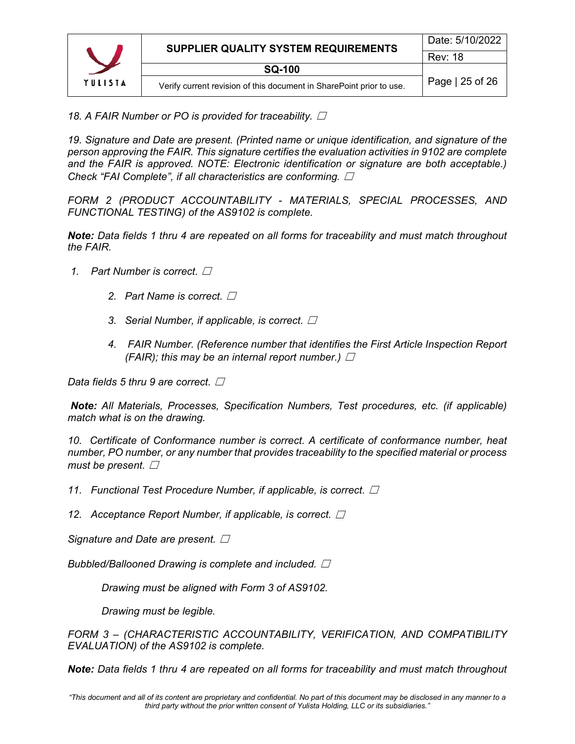*18. A FAIR Number or PO is provided for traceability.* ☐

*19. Signature and Date are present. (Printed name or unique identification, and signature of the person approving the FAIR. This signature certifies the evaluation activities in 9102 are complete and the FAIR is approved. NOTE: Electronic identification or signature are both acceptable.) Check "FAI Complete", if all characteristics are conforming.* ☐

*FORM 2 (PRODUCT ACCOUNTABILITY - MATERIALS, SPECIAL PROCESSES, AND FUNCTIONAL TESTING) of the AS9102 is complete.*

***Note:** Data fields 1 thru 4 are repeated on all forms for traceability and must match throughout the FAIR.*

1. *Part Number is correct.* ☐
2. *Part Name is correct.* ☐
3. *Serial Number, if applicable, is correct.* ☐
4. *FAIR Number. (Reference number that identifies the First Article Inspection Report (FAIR); this may be an internal report number.)* ☐

*Data fields 5 thru 9 are correct.* ☐

***Note:** All Materials, Processes, Specification Numbers, Test procedures, etc. (if applicable) match what is on the drawing.*

*10. Certificate of Conformance number is correct. A certificate of conformance number, heat number, PO number, or any number that provides traceability to the specified material or process must be present.* ☐

*11. Functional Test Procedure Number, if applicable, is correct.* ☐

*12. Acceptance Report Number, if applicable, is correct.* ☐

*Signature and Date are present.* ☐

*Bubbled/Ballooned Drawing is complete and included.* ☐

*Drawing must be aligned with Form 3 of AS9102.*

*Drawing must be legible.*

*FORM 3 – (CHARACTERISTIC ACCOUNTABILITY, VERIFICATION, AND COMPATIBILITY EVALUATION) of the AS9102 is complete.*

***Note:** Data fields 1 thru 4 are repeated on all forms for traceability and must match throughout*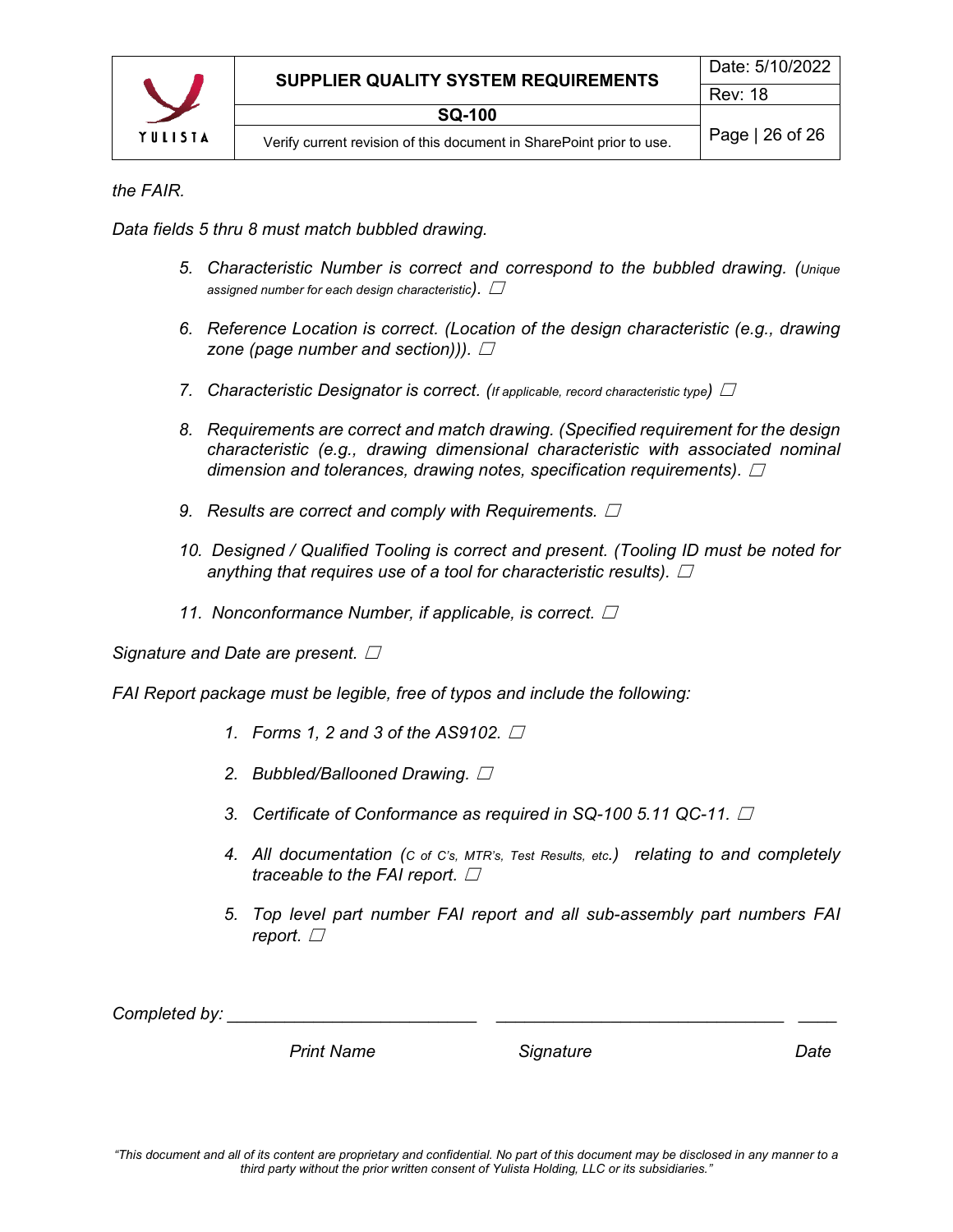*the FAIR.*

*Data fields 5 thru 8 must match bubbled drawing.*

5. *Characteristic Number is correct and correspond to the bubbled drawing. (Unique assigned number for each design characteristic).* ☐

6. *Reference Location is correct. (Location of the design characteristic (e.g., drawing zone (page number and section))).* ☐

7. *Characteristic Designator is correct. (If applicable, record characteristic type)* ☐

8. *Requirements are correct and match drawing. (Specified requirement for the design characteristic (e.g., drawing dimensional characteristic with associated nominal dimension and tolerances, drawing notes, specification requirements).* ☐

9. *Results are correct and comply with Requirements.* ☐

10. *Designed / Qualified Tooling is correct and present. (Tooling ID must be noted for anything that requires use of a tool for characteristic results).* ☐

11. *Nonconformance Number, if applicable, is correct.* ☐

*Signature and Date are present.* ☐

*FAI Report package must be legible, free of typos and include the following:*

1. *Forms 1, 2 and 3 of the AS9102.* ☐

2. *Bubbled/Ballooned Drawing.* ☐

3. *Certificate of Conformance as required in SQ-100 5.11 QC-11.* ☐

4. *All documentation (C of C's, MTR's, Test Results, etc.) relating to and completely traceable to the FAI report.* ☐

5. *Top level part number FAI report and all sub-assembly part numbers FAI report.* ☐

*Completed by:* ________________________ ____________________________ ____

*Print Name* *Signature* *Date*

*"This document and all of its content are proprietary and confidential. No part of this document may be disclosed in any manner to a third party without the prior written consent of Yulista Holding, LLC or its subsidiaries."*